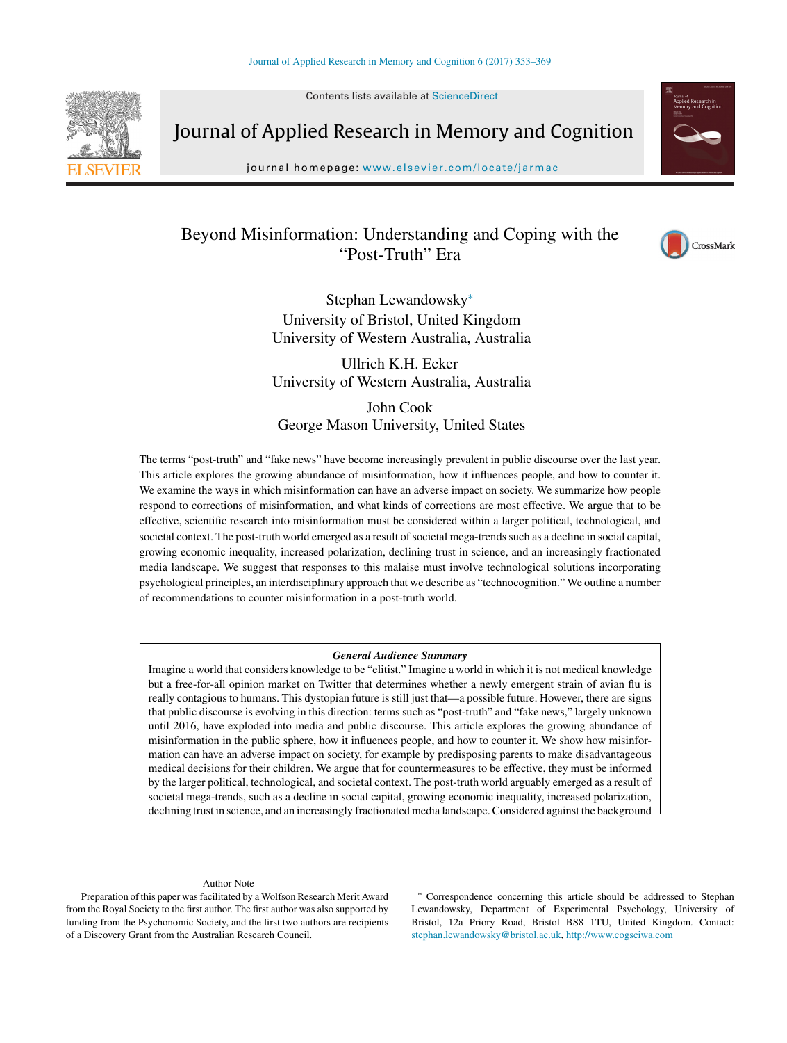# Beyond Misinformation: Understanding and Coping with the "Post-Truth" Era

Stephan Lewandowsky*
University of Bristol, United Kingdom
University of Western Australia, Australia

Ullrich K.H. Ecker
University of Western Australia, Australia

John Cook
George Mason University, United States

The terms "post-truth" and "fake news" have become increasingly prevalent in public discourse over the last year. This article explores the growing abundance of misinformation, how it influences people, and how to counter it. We examine the ways in which misinformation can have an adverse impact on society. We summarize how people respond to corrections of misinformation, and what kinds of corrections are most effective. We argue that to be effective, scientific research into misinformation must be considered within a larger political, technological, and societal context. The post-truth world emerged as a result of societal mega-trends such as a decline in social capital, growing economic inequality, increased polarization, declining trust in science, and an increasingly fractionated media landscape. We suggest that responses to this malaise must involve technological solutions incorporating psychological principles, an interdisciplinary approach that we describe as "technocognition." We outline a number of recommendations to counter misinformation in a post-truth world.

***General Audience Summary***

Imagine a world that considers knowledge to be "elitist." Imagine a world in which it is not medical knowledge but a free-for-all opinion market on Twitter that determines whether a newly emergent strain of avian flu is really contagious to humans. This dystopian future is still just that—a possible future. However, there are signs that public discourse is evolving in this direction: terms such as "post-truth" and "fake news," largely unknown until 2016, have exploded into media and public discourse. This article explores the growing abundance of misinformation in the public sphere, how it influences people, and how to counter it. We show how misinformation can have an adverse impact on society, for example by predisposing parents to make disadvantageous medical decisions for their children. We argue that for countermeasures to be effective, they must be informed by the larger political, technological, and societal context. The post-truth world arguably emerged as a result of societal mega-trends, such as a decline in social capital, growing economic inequality, increased polarization, declining trust in science, and an increasingly fractionated media landscape. Considered against the background

Author Note

Preparation of this paper was facilitated by a Wolfson Research Merit Award from the Royal Society to the first author. The first author was also supported by funding from the Psychonomic Society, and the first two authors are recipients of a Discovery Grant from the Australian Research Council.

* Correspondence concerning this article should be addressed to Stephan Lewandowsky, Department of Experimental Psychology, University of Bristol, 12a Priory Road, Bristol BS8 1TU, United Kingdom. Contact: stephan.lewandowsky@bristol.ac.uk, http://www.cogsciwa.com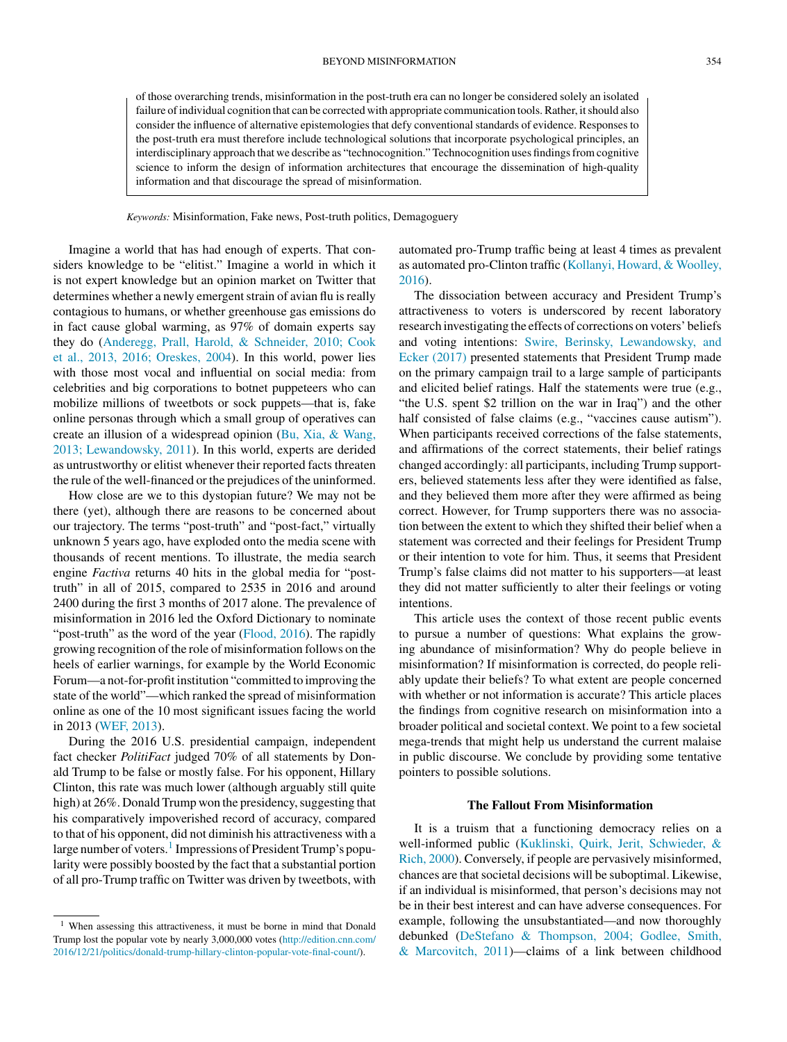of those overarching trends, misinformation in the post-truth era can no longer be considered solely an isolated failure of individual cognition that can be corrected with appropriate communication tools. Rather, it should also consider the influence of alternative epistemologies that defy conventional standards of evidence. Responses to the post-truth era must therefore include technological solutions that incorporate psychological principles, an interdisciplinary approach that we describe as "technocognition." Technocognition uses findings from cognitive science to inform the design of information architectures that encourage the dissemination of high-quality information and that discourage the spread of misinformation.

*Keywords:* Misinformation, Fake news, Post-truth politics, Demagoguery

Imagine a world that has had enough of experts. That considers knowledge to be "elitist." Imagine a world in which it is not expert knowledge but an opinion market on Twitter that determines whether a newly emergent strain of avian flu is really contagious to humans, or whether greenhouse gas emissions do in fact cause global warming, as 97% of domain experts say they do (Anderegg, Prall, Harold, & Schneider, 2010; Cook et al., 2013, 2016; Oreskes, 2004). In this world, power lies with those most vocal and influential on social media: from celebrities and big corporations to botnet puppeteers who can mobilize millions of tweetbots or sock puppets—that is, fake online personas through which a small group of operatives can create an illusion of a widespread opinion (Bu, Xia, & Wang, 2013; Lewandowsky, 2011). In this world, experts are derided as untrustworthy or elitist whenever their reported facts threaten the rule of the well-financed or the prejudices of the uninformed.

How close are we to this dystopian future? We may not be there (yet), although there are reasons to be concerned about our trajectory. The terms "post-truth" and "post-fact," virtually unknown 5 years ago, have exploded onto the media scene with thousands of recent mentions. To illustrate, the media search engine *Factiva* returns 40 hits in the global media for "post-truth" in all of 2015, compared to 2535 in 2016 and around 2400 during the first 3 months of 2017 alone. The prevalence of misinformation in 2016 led the Oxford Dictionary to nominate "post-truth" as the word of the year (Flood, 2016). The rapidly growing recognition of the role of misinformation follows on the heels of earlier warnings, for example by the World Economic Forum—a not-for-profit institution "committed to improving the state of the world"—which ranked the spread of misinformation online as one of the 10 most significant issues facing the world in 2013 (WEF, 2013).

During the 2016 U.S. presidential campaign, independent fact checker *PolitiFact* judged 70% of all statements by Donald Trump to be false or mostly false. For his opponent, Hillary Clinton, this rate was much lower (although arguably still quite high) at 26%. Donald Trump won the presidency, suggesting that his comparatively impoverished record of accuracy, compared to that of his opponent, did not diminish his attractiveness with a large number of voters.[1] Impressions of President Trump's popularity were possibly boosted by the fact that a substantial portion of all pro-Trump traffic on Twitter was driven by tweetbots, with automated pro-Trump traffic being at least 4 times as prevalent as automated pro-Clinton traffic (Kollanyi, Howard, & Woolley, 2016).

The dissociation between accuracy and President Trump's attractiveness to voters is underscored by recent laboratory research investigating the effects of corrections on voters' beliefs and voting intentions: Swire, Berinsky, Lewandowsky, and Ecker (2017) presented statements that President Trump made on the primary campaign trail to a large sample of participants and elicited belief ratings. Half the statements were true (e.g., "the U.S. spent $2 trillion on the war in Iraq") and the other half consisted of false claims (e.g., "vaccines cause autism"). When participants received corrections of the false statements, and affirmations of the correct statements, their belief ratings changed accordingly: all participants, including Trump supporters, believed statements less after they were identified as false, and they believed them more after they were affirmed as being correct. However, for Trump supporters there was no association between the extent to which they shifted their belief when a statement was corrected and their feelings for President Trump or their intention to vote for him. Thus, it seems that President Trump's false claims did not matter to his supporters—at least they did not matter sufficiently to alter their feelings or voting intentions.

This article uses the context of those recent public events to pursue a number of questions: What explains the growing abundance of misinformation? Why do people believe in misinformation? If misinformation is corrected, do people reliably update their beliefs? To what extent are people concerned with whether or not information is accurate? This article places the findings from cognitive research on misinformation into a broader political and societal context. We point to a few societal mega-trends that might help us understand the current malaise in public discourse. We conclude by providing some tentative pointers to possible solutions.

## The Fallout From Misinformation

It is a truism that a functioning democracy relies on a well-informed public (Kuklinski, Quirk, Jerit, Schwieder, & Rich, 2000). Conversely, if people are pervasively misinformed, chances are that societal decisions will be suboptimal. Likewise, if an individual is misinformed, that person's decisions may not be in their best interest and can have adverse consequences. For example, following the unsubstantiated—and now thoroughly debunked (DeStefano & Thompson, 2004; Godlee, Smith, & Marcovitch, 2011)—claims of a link between childhood

[1] When assessing this attractiveness, it must be borne in mind that Donald Trump lost the popular vote by nearly 3,000,000 votes (http://edition.cnn.com/2016/12/21/politics/donald-trump-hillary-clinton-popular-vote-final-count/).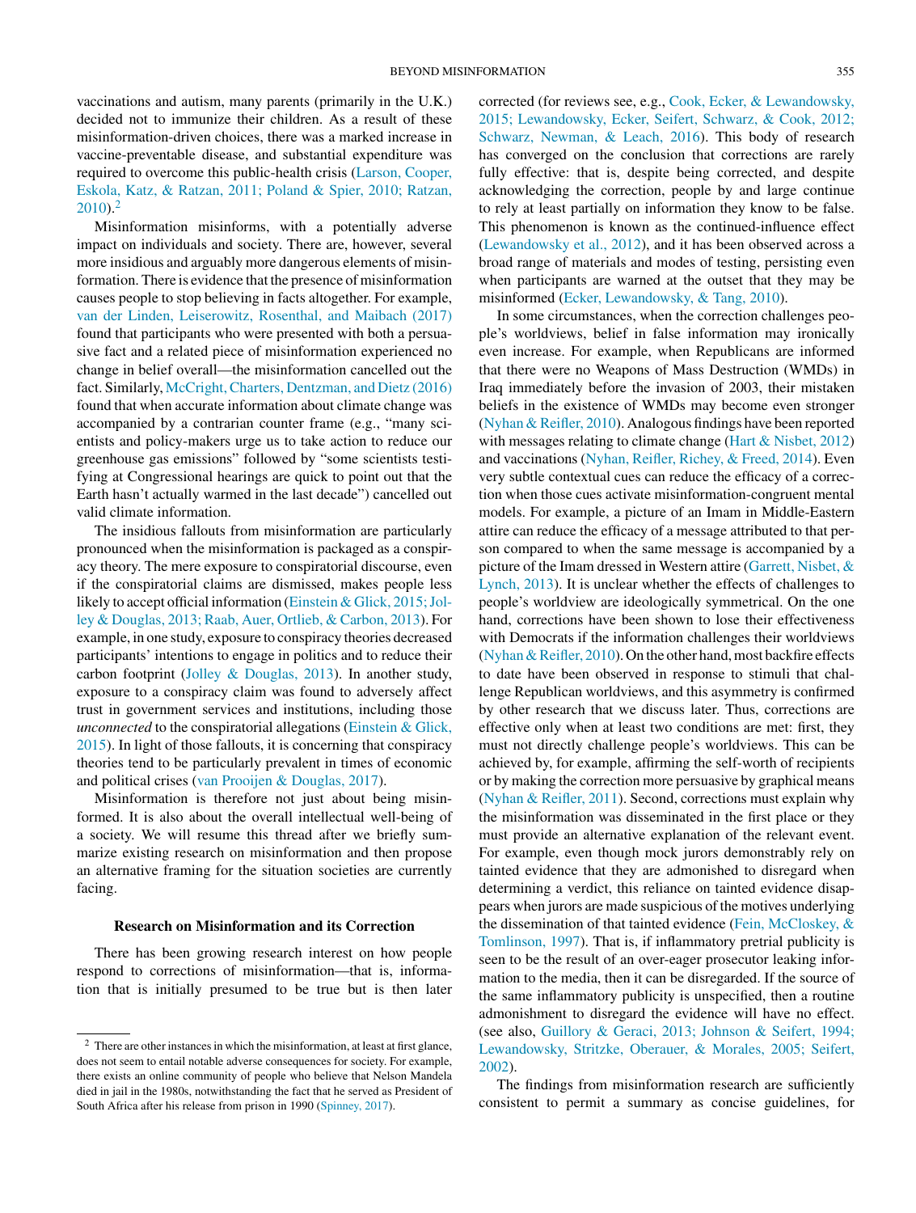vaccinations and autism, many parents (primarily in the U.K.) decided not to immunize their children. As a result of these misinformation-driven choices, there was a marked increase in vaccine-preventable disease, and substantial expenditure was required to overcome this public-health crisis (Larson, Cooper, Eskola, Katz, & Ratzan, 2011; Poland & Spier, 2010; Ratzan, 2010).[2]

Misinformation misinforms, with a potentially adverse impact on individuals and society. There are, however, several more insidious and arguably more dangerous elements of misinformation. There is evidence that the presence of misinformation causes people to stop believing in facts altogether. For example, van der Linden, Leiserowitz, Rosenthal, and Maibach (2017) found that participants who were presented with both a persuasive fact and a related piece of misinformation experienced no change in belief overall—the misinformation cancelled out the fact. Similarly, McCright, Charters, Dentzman, and Dietz (2016) found that when accurate information about climate change was accompanied by a contrarian counter frame (e.g., "many scientists and policy-makers urge us to take action to reduce our greenhouse gas emissions" followed by "some scientists testifying at Congressional hearings are quick to point out that the Earth hasn't actually warmed in the last decade") cancelled out valid climate information.

The insidious fallouts from misinformation are particularly pronounced when the misinformation is packaged as a conspiracy theory. The mere exposure to conspiratorial discourse, even if the conspiratorial claims are dismissed, makes people less likely to accept official information (Einstein & Glick, 2015; Jolley & Douglas, 2013; Raab, Auer, Ortlieb, & Carbon, 2013). For example, in one study, exposure to conspiracy theories decreased participants' intentions to engage in politics and to reduce their carbon footprint (Jolley & Douglas, 2013). In another study, exposure to a conspiracy claim was found to adversely affect trust in government services and institutions, including those *unconnected* to the conspiratorial allegations (Einstein & Glick, 2015). In light of those fallouts, it is concerning that conspiracy theories tend to be particularly prevalent in times of economic and political crises (van Prooijen & Douglas, 2017).

Misinformation is therefore not just about being misinformed. It is also about the overall intellectual well-being of a society. We will resume this thread after we briefly summarize existing research on misinformation and then propose an alternative framing for the situation societies are currently facing.

## Research on Misinformation and its Correction

There has been growing research interest on how people respond to corrections of misinformation—that is, information that is initially presumed to be true but is then later corrected (for reviews see, e.g., Cook, Ecker, & Lewandowsky, 2015; Lewandowsky, Ecker, Seifert, Schwarz, & Cook, 2012; Schwarz, Newman, & Leach, 2016). This body of research has converged on the conclusion that corrections are rarely fully effective: that is, despite being corrected, and despite acknowledging the correction, people by and large continue to rely at least partially on information they know to be false. This phenomenon is known as the continued-influence effect (Lewandowsky et al., 2012), and it has been observed across a broad range of materials and modes of testing, persisting even when participants are warned at the outset that they may be misinformed (Ecker, Lewandowsky, & Tang, 2010).

In some circumstances, when the correction challenges people's worldviews, belief in false information may ironically even increase. For example, when Republicans are informed that there were no Weapons of Mass Destruction (WMDs) in Iraq immediately before the invasion of 2003, their mistaken beliefs in the existence of WMDs may become even stronger (Nyhan & Reifler, 2010). Analogous findings have been reported with messages relating to climate change (Hart & Nisbet, 2012) and vaccinations (Nyhan, Reifler, Richey, & Freed, 2014). Even very subtle contextual cues can reduce the efficacy of a correction when those cues activate misinformation-congruent mental models. For example, a picture of an Imam in Middle-Eastern attire can reduce the efficacy of a message attributed to that person compared to when the same message is accompanied by a picture of the Imam dressed in Western attire (Garrett, Nisbet, & Lynch, 2013). It is unclear whether the effects of challenges to people's worldview are ideologically symmetrical. On the one hand, corrections have been shown to lose their effectiveness with Democrats if the information challenges their worldviews (Nyhan & Reifler, 2010). On the other hand, most backfire effects to date have been observed in response to stimuli that challenge Republican worldviews, and this asymmetry is confirmed by other research that we discuss later. Thus, corrections are effective only when at least two conditions are met: first, they must not directly challenge people's worldviews. This can be achieved by, for example, affirming the self-worth of recipients or by making the correction more persuasive by graphical means (Nyhan & Reifler, 2011). Second, corrections must explain why the misinformation was disseminated in the first place or they must provide an alternative explanation of the relevant event. For example, even though mock jurors demonstrably rely on tainted evidence that they are admonished to disregard when determining a verdict, this reliance on tainted evidence disappears when jurors are made suspicious of the motives underlying the dissemination of that tainted evidence (Fein, McCloskey, & Tomlinson, 1997). That is, if inflammatory pretrial publicity is seen to be the result of an over-eager prosecutor leaking information to the media, then it can be disregarded. If the source of the same inflammatory publicity is unspecified, then a routine admonishment to disregard the evidence will have no effect. (see also, Guillory & Geraci, 2013; Johnson & Seifert, 1994; Lewandowsky, Stritzke, Oberauer, & Morales, 2005; Seifert, 2002).

The findings from misinformation research are sufficiently consistent to permit a summary as concise guidelines, for

[2] There are other instances in which the misinformation, at least at first glance, does not seem to entail notable adverse consequences for society. For example, there exists an online community of people who believe that Nelson Mandela died in jail in the 1980s, notwithstanding the fact that he served as President of South Africa after his release from prison in 1990 (Spinney, 2017).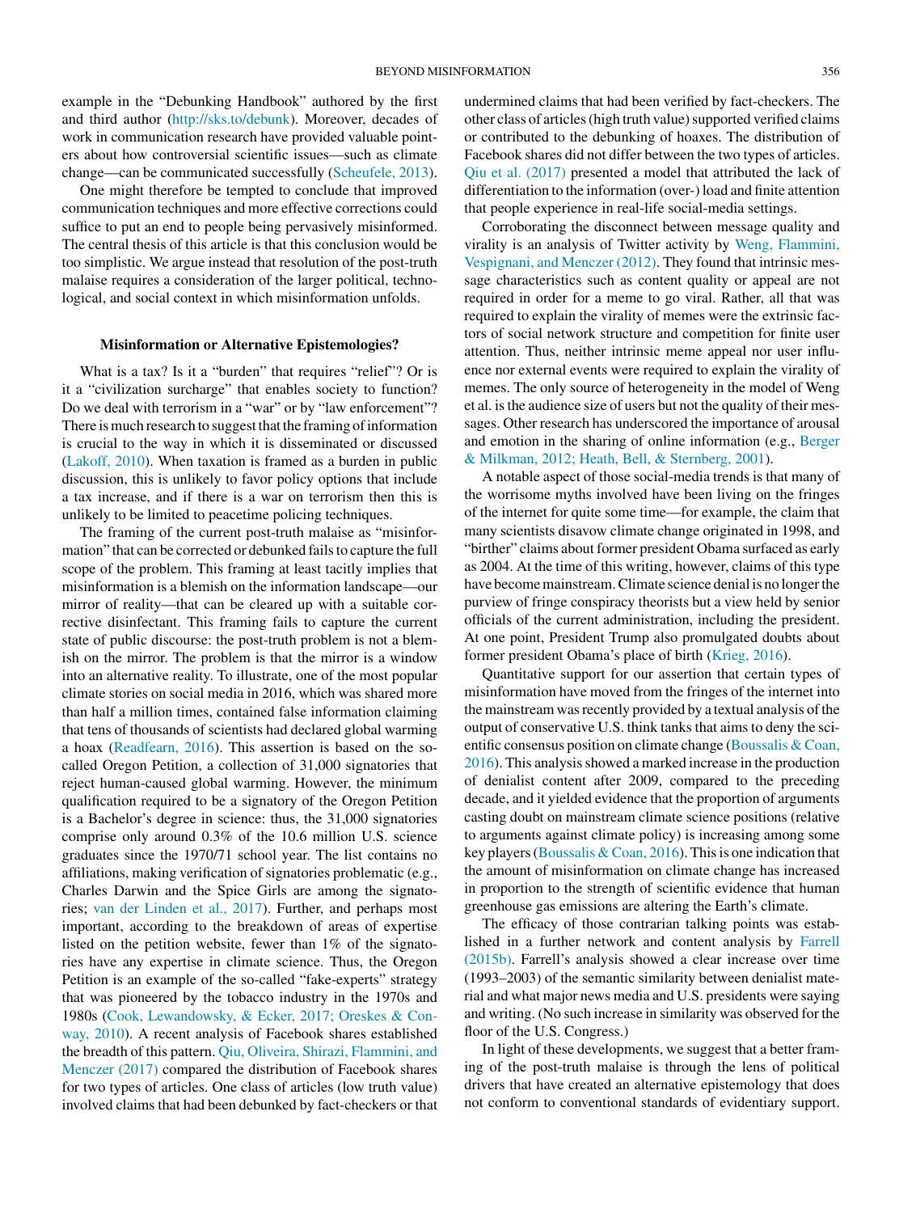example in the "Debunking Handbook" authored by the first and third author (http://sks.to/debunk). Moreover, decades of work in communication research have provided valuable pointers about how controversial scientific issues—such as climate change—can be communicated successfully (Scheufele, 2013).

One might therefore be tempted to conclude that improved communication techniques and more effective corrections could suffice to put an end to people being pervasively misinformed. The central thesis of this article is that this conclusion would be too simplistic. We argue instead that resolution of the post-truth malaise requires a consideration of the larger political, technological, and social context in which misinformation unfolds.

### Misinformation or Alternative Epistemologies?

What is a tax? Is it a "burden" that requires "relief"? Or is it a "civilization surcharge" that enables society to function? Do we deal with terrorism in a "war" or by "law enforcement"? There is much research to suggest that the framing of information is crucial to the way in which it is disseminated or discussed (Lakoff, 2010). When taxation is framed as a burden in public discussion, this is unlikely to favor policy options that include a tax increase, and if there is a war on terrorism then this is unlikely to be limited to peacetime policing techniques.

The framing of the current post-truth malaise as "misinformation" that can be corrected or debunked fails to capture the full scope of the problem. This framing at least tacitly implies that misinformation is a blemish on the information landscape—our mirror of reality—that can be cleared up with a suitable corrective disinfectant. This framing fails to capture the current state of public discourse: the post-truth problem is not a blemish on the mirror. The problem is that the mirror is a window into an alternative reality. To illustrate, one of the most popular climate stories on social media in 2016, which was shared more than half a million times, contained false information claiming that tens of thousands of scientists had declared global warming a hoax (Readfearn, 2016). This assertion is based on the so-called Oregon Petition, a collection of 31,000 signatories that reject human-caused global warming. However, the minimum qualification required to be a signatory of the Oregon Petition is a Bachelor's degree in science: thus, the 31,000 signatories comprise only around 0.3% of the 10.6 million U.S. science graduates since the 1970/71 school year. The list contains no affiliations, making verification of signatories problematic (e.g., Charles Darwin and the Spice Girls are among the signatories; van der Linden et al., 2017). Further, and perhaps most important, according to the breakdown of areas of expertise listed on the petition website, fewer than 1% of the signatories have any expertise in climate science. Thus, the Oregon Petition is an example of the so-called "fake-experts" strategy that was pioneered by the tobacco industry in the 1970s and 1980s (Cook, Lewandowsky, & Ecker, 2017; Oreskes & Conway, 2010). A recent analysis of Facebook shares established the breadth of this pattern. Qiu, Oliveira, Shirazi, Flammini, and Menczer (2017) compared the distribution of Facebook shares for two types of articles. One class of articles (low truth value) involved claims that had been debunked by fact-checkers or that undermined claims that had been verified by fact-checkers. The other class of articles (high truth value) supported verified claims or contributed to the debunking of hoaxes. The distribution of Facebook shares did not differ between the two types of articles. Qiu et al. (2017) presented a model that attributed the lack of differentiation to the information (over-) load and finite attention that people experience in real-life social-media settings.

Corroborating the disconnect between message quality and virality is an analysis of Twitter activity by Weng, Flammini, Vespignani, and Menczer (2012). They found that intrinsic message characteristics such as content quality or appeal are not required in order for a meme to go viral. Rather, all that was required to explain the virality of memes were the extrinsic factors of social network structure and competition for finite user attention. Thus, neither intrinsic meme appeal nor user influence nor external events were required to explain the virality of memes. The only source of heterogeneity in the model of Weng et al. is the audience size of users but not the quality of their messages. Other research has underscored the importance of arousal and emotion in the sharing of online information (e.g., Berger & Milkman, 2012; Heath, Bell, & Sternberg, 2001).

A notable aspect of those social-media trends is that many of the worrisome myths involved have been living on the fringes of the internet for quite some time—for example, the claim that many scientists disavow climate change originated in 1998, and "birther" claims about former president Obama surfaced as early as 2004. At the time of this writing, however, claims of this type have become mainstream. Climate science denial is no longer the purview of fringe conspiracy theorists but a view held by senior officials of the current administration, including the president. At one point, President Trump also promulgated doubts about former president Obama's place of birth (Krieg, 2016).

Quantitative support for our assertion that certain types of misinformation have moved from the fringes of the internet into the mainstream was recently provided by a textual analysis of the output of conservative U.S. think tanks that aims to deny the scientific consensus position on climate change (Boussalis & Coan, 2016). This analysis showed a marked increase in the production of denialist content after 2009, compared to the preceding decade, and it yielded evidence that the proportion of arguments casting doubt on mainstream climate science positions (relative to arguments against climate policy) is increasing among some key players (Boussalis & Coan, 2016). This is one indication that the amount of misinformation on climate change has increased in proportion to the strength of scientific evidence that human greenhouse gas emissions are altering the Earth's climate.

The efficacy of those contrarian talking points was established in a further network and content analysis by Farrell (2015b). Farrell's analysis showed a clear increase over time (1993–2003) of the semantic similarity between denialist material and what major news media and U.S. presidents were saying and writing. (No such increase in similarity was observed for the floor of the U.S. Congress.)

In light of these developments, we suggest that a better framing of the post-truth malaise is through the lens of political drivers that have created an alternative epistemology that does not conform to conventional standards of evidentiary support.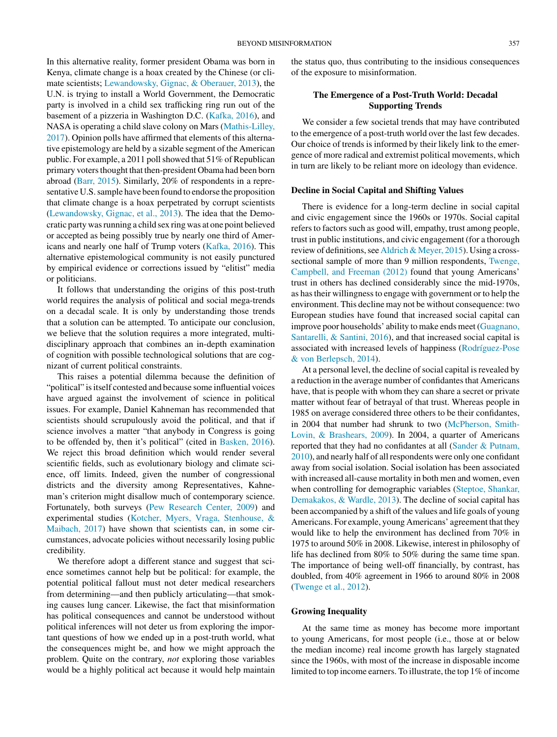In this alternative reality, former president Obama was born in Kenya, climate change is a hoax created by the Chinese (or climate scientists; Lewandowsky, Gignac, & Oberauer, 2013), the U.N. is trying to install a World Government, the Democratic party is involved in a child sex trafficking ring run out of the basement of a pizzeria in Washington D.C. (Kafka, 2016), and NASA is operating a child slave colony on Mars (Mathis-Lilley, 2017). Opinion polls have affirmed that elements of this alternative epistemology are held by a sizable segment of the American public. For example, a 2011 poll showed that 51% of Republican primary voters thought that then-president Obama had been born abroad (Barr, 2015). Similarly, 20% of respondents in a representative U.S. sample have been found to endorse the proposition that climate change is a hoax perpetrated by corrupt scientists (Lewandowsky, Gignac, et al., 2013). The idea that the Democratic party was running a child sex ring was at one point believed or accepted as being possibly true by nearly one third of Americans and nearly one half of Trump voters (Kafka, 2016). This alternative epistemological community is not easily punctured by empirical evidence or corrections issued by "elitist" media or politicians.

It follows that understanding the origins of this post-truth world requires the analysis of political and social mega-trends on a decadal scale. It is only by understanding those trends that a solution can be attempted. To anticipate our conclusion, we believe that the solution requires a more integrated, multidisciplinary approach that combines an in-depth examination of cognition with possible technological solutions that are cognizant of current political constraints.

This raises a potential dilemma because the definition of "political" is itself contested and because some influential voices have argued against the involvement of science in political issues. For example, Daniel Kahneman has recommended that scientists should scrupulously avoid the political, and that if science involves a matter "that anybody in Congress is going to be offended by, then it's political" (cited in Basken, 2016). We reject this broad definition which would render several scientific fields, such as evolutionary biology and climate science, off limits. Indeed, given the number of congressional districts and the diversity among Representatives, Kahneman's criterion might disallow much of contemporary science. Fortunately, both surveys (Pew Research Center, 2009) and experimental studies (Kotcher, Myers, Vraga, Stenhouse, & Maibach, 2017) have shown that scientists can, in some circumstances, advocate policies without necessarily losing public credibility.

We therefore adopt a different stance and suggest that science sometimes cannot help but be political: for example, the potential political fallout must not deter medical researchers from determining—and then publicly articulating—that smoking causes lung cancer. Likewise, the fact that misinformation has political consequences and cannot be understood without political inferences will not deter us from exploring the important questions of how we ended up in a post-truth world, what the consequences might be, and how we might approach the problem. Quite on the contrary, *not* exploring those variables would be a highly political act because it would help maintain the status quo, thus contributing to the insidious consequences of the exposure to misinformation.

## The Emergence of a Post-Truth World: Decadal Supporting Trends

We consider a few societal trends that may have contributed to the emergence of a post-truth world over the last few decades. Our choice of trends is informed by their likely link to the emergence of more radical and extremist political movements, which in turn are likely to be reliant more on ideology than evidence.

### Decline in Social Capital and Shifting Values

There is evidence for a long-term decline in social capital and civic engagement since the 1960s or 1970s. Social capital refers to factors such as good will, empathy, trust among people, trust in public institutions, and civic engagement (for a thorough review of definitions, see Aldrich & Meyer, 2015). Using a cross-sectional sample of more than 9 million respondents, Twenge, Campbell, and Freeman (2012) found that young Americans' trust in others has declined considerably since the mid-1970s, as has their willingness to engage with government or to help the environment. This decline may not be without consequence: two European studies have found that increased social capital can improve poor households' ability to make ends meet (Guagnano, Santarelli, & Santini, 2016), and that increased social capital is associated with increased levels of happiness (Rodríguez-Pose & von Berlepsch, 2014).

At a personal level, the decline of social capital is revealed by a reduction in the average number of confidantes that Americans have, that is people with whom they can share a secret or private matter without fear of betrayal of that trust. Whereas people in 1985 on average considered three others to be their confidantes, in 2004 that number had shrunk to two (McPherson, Smith-Lovin, & Brashears, 2009). In 2004, a quarter of Americans reported that they had no confidantes at all (Sander & Putnam, 2010), and nearly half of all respondents were only one confidant away from social isolation. Social isolation has been associated with increased all-cause mortality in both men and women, even when controlling for demographic variables (Steptoe, Shankar, Demakakos, & Wardle, 2013). The decline of social capital has been accompanied by a shift of the values and life goals of young Americans. For example, young Americans' agreement that they would like to help the environment has declined from 70% in 1975 to around 50% in 2008. Likewise, interest in philosophy of life has declined from 80% to 50% during the same time span. The importance of being well-off financially, by contrast, has doubled, from 40% agreement in 1966 to around 80% in 2008 (Twenge et al., 2012).

### Growing Inequality

At the same time as money has become more important to young Americans, for most people (i.e., those at or below the median income) real income growth has largely stagnated since the 1960s, with most of the increase in disposable income limited to top income earners. To illustrate, the top 1% of income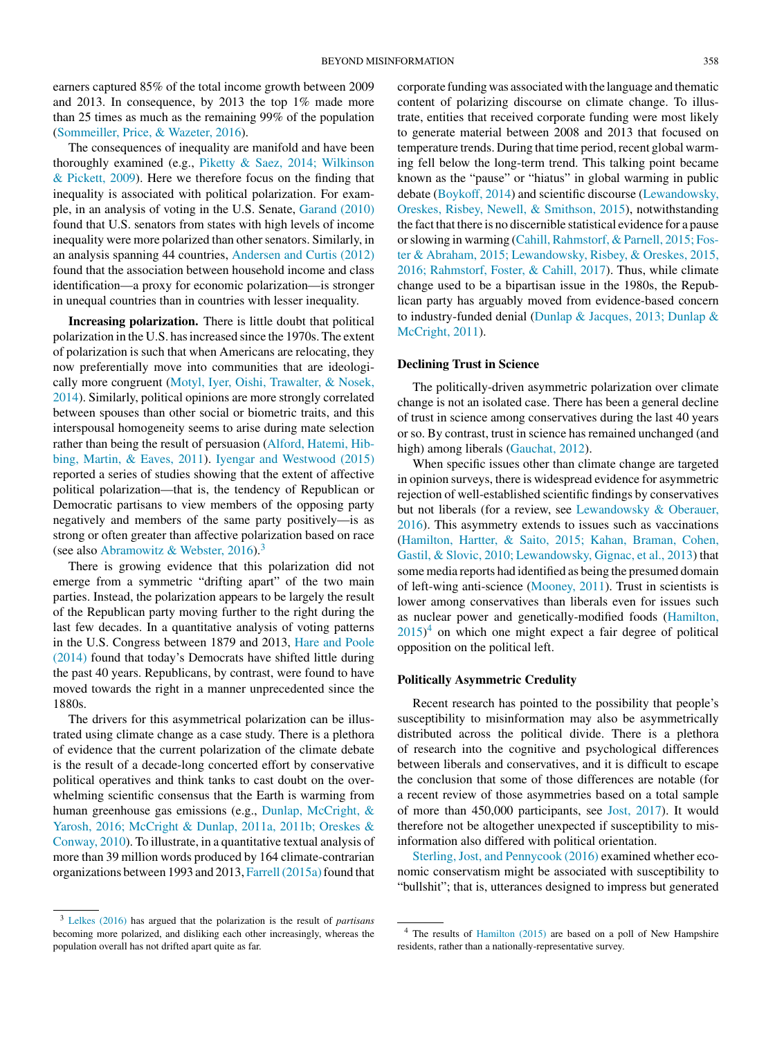earners captured 85% of the total income growth between 2009 and 2013. In consequence, by 2013 the top 1% made more than 25 times as much as the remaining 99% of the population (Sommeiller, Price, & Wazeter, 2016).

The consequences of inequality are manifold and have been thoroughly examined (e.g., Piketty & Saez, 2014; Wilkinson & Pickett, 2009). Here we therefore focus on the finding that inequality is associated with political polarization. For example, in an analysis of voting in the U.S. Senate, Garand (2010) found that U.S. senators from states with high levels of income inequality were more polarized than other senators. Similarly, in an analysis spanning 44 countries, Andersen and Curtis (2012) found that the association between household income and class identification—a proxy for economic polarization—is stronger in unequal countries than in countries with lesser inequality.

**Increasing polarization.** There is little doubt that political polarization in the U.S. has increased since the 1970s. The extent of polarization is such that when Americans are relocating, they now preferentially move into communities that are ideologically more congruent (Motyl, Iyer, Oishi, Trawalter, & Nosek, 2014). Similarly, political opinions are more strongly correlated between spouses than other social or biometric traits, and this interspousal homogeneity seems to arise during mate selection rather than being the result of persuasion (Alford, Hatemi, Hibbing, Martin, & Eaves, 2011). Iyengar and Westwood (2015) reported a series of studies showing that the extent of affective political polarization—that is, the tendency of Republican or Democratic partisans to view members of the opposing party negatively and members of the same party positively—is as strong or often greater than affective polarization based on race (see also Abramowitz & Webster, 2016).[3]

There is growing evidence that this polarization did not emerge from a symmetric "drifting apart" of the two main parties. Instead, the polarization appears to be largely the result of the Republican party moving further to the right during the last few decades. In a quantitative analysis of voting patterns in the U.S. Congress between 1879 and 2013, Hare and Poole (2014) found that today's Democrats have shifted little during the past 40 years. Republicans, by contrast, were found to have moved towards the right in a manner unprecedented since the 1880s.

The drivers for this asymmetrical polarization can be illustrated using climate change as a case study. There is a plethora of evidence that the current polarization of the climate debate is the result of a decade-long concerted effort by conservative political operatives and think tanks to cast doubt on the overwhelming scientific consensus that the Earth is warming from human greenhouse gas emissions (e.g., Dunlap, McCright, & Yarosh, 2016; McCright & Dunlap, 2011a, 2011b; Oreskes & Conway, 2010). To illustrate, in a quantitative textual analysis of more than 39 million words produced by 164 climate-contrarian organizations between 1993 and 2013, Farrell (2015a) found that corporate funding was associated with the language and thematic content of polarizing discourse on climate change. To illustrate, entities that received corporate funding were most likely to generate material between 2008 and 2013 that focused on temperature trends. During that time period, recent global warming fell below the long-term trend. This talking point became known as the "pause" or "hiatus" in global warming in public debate (Boykoff, 2014) and scientific discourse (Lewandowsky, Oreskes, Risbey, Newell, & Smithson, 2015), notwithstanding the fact that there is no discernible statistical evidence for a pause or slowing in warming (Cahill, Rahmstorf, & Parnell, 2015; Foster & Abraham, 2015; Lewandowsky, Risbey, & Oreskes, 2015, 2016; Rahmstorf, Foster, & Cahill, 2017). Thus, while climate change used to be a bipartisan issue in the 1980s, the Republican party has arguably moved from evidence-based concern to industry-funded denial (Dunlap & Jacques, 2013; Dunlap & McCright, 2011).

### Declining Trust in Science

The politically-driven asymmetric polarization over climate change is not an isolated case. There has been a general decline of trust in science among conservatives during the last 40 years or so. By contrast, trust in science has remained unchanged (and high) among liberals (Gauchat, 2012).

When specific issues other than climate change are targeted in opinion surveys, there is widespread evidence for asymmetric rejection of well-established scientific findings by conservatives but not liberals (for a review, see Lewandowsky & Oberauer, 2016). This asymmetry extends to issues such as vaccinations (Hamilton, Hartter, & Saito, 2015; Kahan, Braman, Cohen, Gastil, & Slovic, 2010; Lewandowsky, Gignac, et al., 2013) that some media reports had identified as being the presumed domain of left-wing anti-science (Mooney, 2011). Trust in scientists is lower among conservatives than liberals even for issues such as nuclear power and genetically-modified foods (Hamilton, 2015)[4] on which one might expect a fair degree of political opposition on the political left.

### Politically Asymmetric Credulity

Recent research has pointed to the possibility that people's susceptibility to misinformation may also be asymmetrically distributed across the political divide. There is a plethora of research into the cognitive and psychological differences between liberals and conservatives, and it is difficult to escape the conclusion that some of those differences are notable (for a recent review of those asymmetries based on a total sample of more than 450,000 participants, see Jost, 2017). It would therefore not be altogether unexpected if susceptibility to misinformation also differed with political orientation.

Sterling, Jost, and Pennycook (2016) examined whether economic conservatism might be associated with susceptibility to "bullshit"; that is, utterances designed to impress but generated

---

[3] Lelkes (2016) has argued that the polarization is the result of *partisans* becoming more polarized, and disliking each other increasingly, whereas the population overall has not drifted apart quite as far.

[4] The results of Hamilton (2015) are based on a poll of New Hampshire residents, rather than a nationally-representative survey.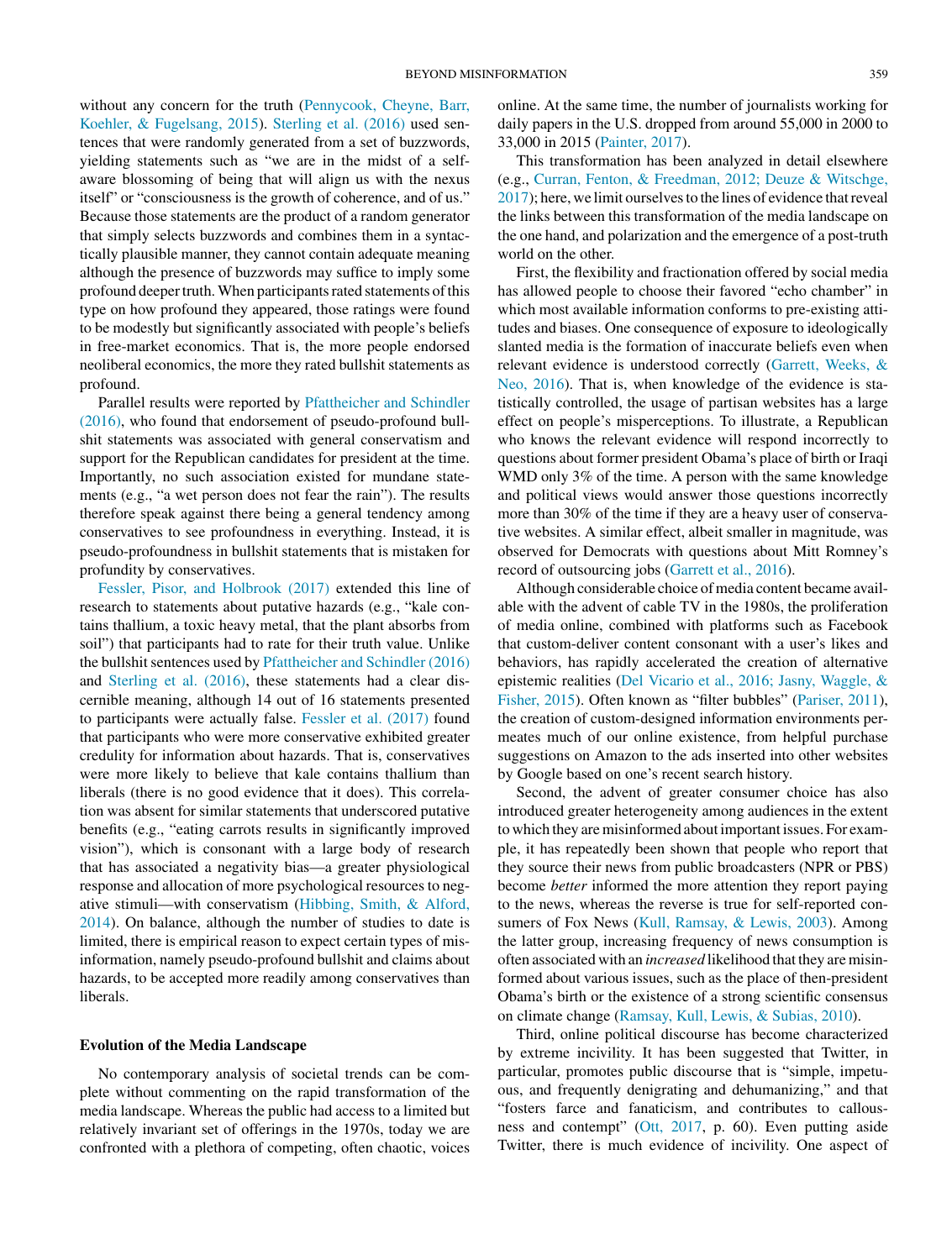without any concern for the truth (Pennycook, Cheyne, Barr, Koehler, & Fugelsang, 2015). Sterling et al. (2016) used sentences that were randomly generated from a set of buzzwords, yielding statements such as "we are in the midst of a self-aware blossoming of being that will align us with the nexus itself" or "consciousness is the growth of coherence, and of us." Because those statements are the product of a random generator that simply selects buzzwords and combines them in a syntactically plausible manner, they cannot contain adequate meaning although the presence of buzzwords may suffice to imply some profound deeper truth. When participants rated statements of this type on how profound they appeared, those ratings were found to be modestly but significantly associated with people's beliefs in free-market economics. That is, the more people endorsed neoliberal economics, the more they rated bullshit statements as profound.

Parallel results were reported by Pfattheicher and Schindler (2016), who found that endorsement of pseudo-profound bullshit statements was associated with general conservatism and support for the Republican candidates for president at the time. Importantly, no such association existed for mundane statements (e.g., "a wet person does not fear the rain"). The results therefore speak against there being a general tendency among conservatives to see profoundness in everything. Instead, it is pseudo-profoundness in bullshit statements that is mistaken for profundity by conservatives.

Fessler, Pisor, and Holbrook (2017) extended this line of research to statements about putative hazards (e.g., "kale contains thallium, a toxic heavy metal, that the plant absorbs from soil") that participants had to rate for their truth value. Unlike the bullshit sentences used by Pfattheicher and Schindler (2016) and Sterling et al. (2016), these statements had a clear discernible meaning, although 14 out of 16 statements presented to participants were actually false. Fessler et al. (2017) found that participants who were more conservative exhibited greater credulity for information about hazards. That is, conservatives were more likely to believe that kale contains thallium than liberals (there is no good evidence that it does). This correlation was absent for similar statements that underscored putative benefits (e.g., "eating carrots results in significantly improved vision"), which is consonant with a large body of research that has associated a negativity bias—a greater physiological response and allocation of more psychological resources to negative stimuli—with conservatism (Hibbing, Smith, & Alford, 2014). On balance, although the number of studies to date is limited, there is empirical reason to expect certain types of misinformation, namely pseudo-profound bullshit and claims about hazards, to be accepted more readily among conservatives than liberals.

### Evolution of the Media Landscape

No contemporary analysis of societal trends can be complete without commenting on the rapid transformation of the media landscape. Whereas the public had access to a limited but relatively invariant set of offerings in the 1970s, today we are confronted with a plethora of competing, often chaotic, voices online. At the same time, the number of journalists working for daily papers in the U.S. dropped from around 55,000 in 2000 to 33,000 in 2015 (Painter, 2017).

This transformation has been analyzed in detail elsewhere (e.g., Curran, Fenton, & Freedman, 2012; Deuze & Witschge, 2017); here, we limit ourselves to the lines of evidence that reveal the links between this transformation of the media landscape on the one hand, and polarization and the emergence of a post-truth world on the other.

First, the flexibility and fractionation offered by social media has allowed people to choose their favored "echo chamber" in which most available information conforms to pre-existing attitudes and biases. One consequence of exposure to ideologically slanted media is the formation of inaccurate beliefs even when relevant evidence is understood correctly (Garrett, Weeks, & Neo, 2016). That is, when knowledge of the evidence is statistically controlled, the usage of partisan websites has a large effect on people's misperceptions. To illustrate, a Republican who knows the relevant evidence will respond incorrectly to questions about former president Obama's place of birth or Iraqi WMD only 3% of the time. A person with the same knowledge and political views would answer those questions incorrectly more than 30% of the time if they are a heavy user of conservative websites. A similar effect, albeit smaller in magnitude, was observed for Democrats with questions about Mitt Romney's record of outsourcing jobs (Garrett et al., 2016).

Although considerable choice of media content became available with the advent of cable TV in the 1980s, the proliferation of media online, combined with platforms such as Facebook that custom-deliver content consonant with a user's likes and behaviors, has rapidly accelerated the creation of alternative epistemic realities (Del Vicario et al., 2016; Jasny, Waggle, & Fisher, 2015). Often known as "filter bubbles" (Pariser, 2011), the creation of custom-designed information environments permeates much of our online existence, from helpful purchase suggestions on Amazon to the ads inserted into other websites by Google based on one's recent search history.

Second, the advent of greater consumer choice has also introduced greater heterogeneity among audiences in the extent to which they are misinformed about important issues. For example, it has repeatedly been shown that people who report that they source their news from public broadcasters (NPR or PBS) become *better* informed the more attention they report paying to the news, whereas the reverse is true for self-reported consumers of Fox News (Kull, Ramsay, & Lewis, 2003). Among the latter group, increasing frequency of news consumption is often associated with an *increased* likelihood that they are misinformed about various issues, such as the place of then-president Obama's birth or the existence of a strong scientific consensus on climate change (Ramsay, Kull, Lewis, & Subias, 2010).

Third, online political discourse has become characterized by extreme incivility. It has been suggested that Twitter, in particular, promotes public discourse that is "simple, impetuous, and frequently denigrating and dehumanizing," and that "fosters farce and fanaticism, and contributes to callousness and contempt" (Ott, 2017, p. 60). Even putting aside Twitter, there is much evidence of incivility. One aspect of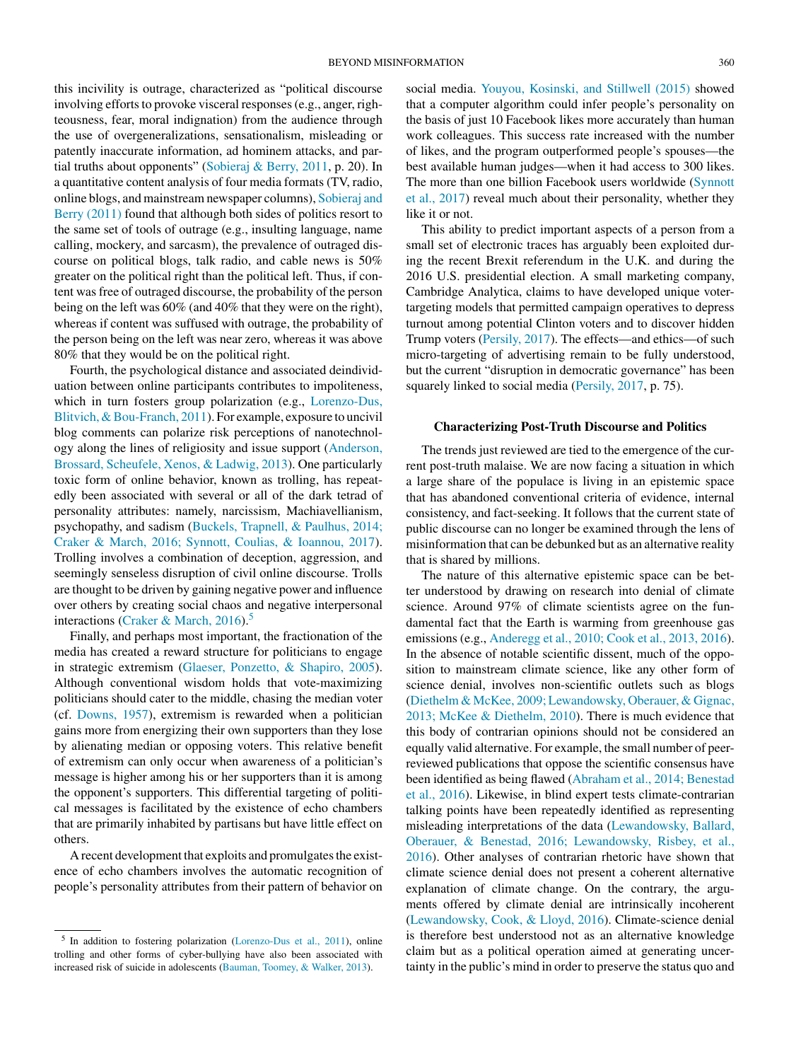this incivility is outrage, characterized as "political discourse involving efforts to provoke visceral responses (e.g., anger, righteousness, fear, moral indignation) from the audience through the use of overgeneralizations, sensationalism, misleading or patently inaccurate information, ad hominem attacks, and partial truths about opponents" (Sobieraj & Berry, 2011, p. 20). In a quantitative content analysis of four media formats (TV, radio, online blogs, and mainstream newspaper columns), Sobieraj and Berry (2011) found that although both sides of politics resort to the same set of tools of outrage (e.g., insulting language, name calling, mockery, and sarcasm), the prevalence of outraged discourse on political blogs, talk radio, and cable news is 50% greater on the political right than the political left. Thus, if content was free of outraged discourse, the probability of the person being on the left was 60% (and 40% that they were on the right), whereas if content was suffused with outrage, the probability of the person being on the left was near zero, whereas it was above 80% that they would be on the political right.

Fourth, the psychological distance and associated deindividuation between online participants contributes to impoliteness, which in turn fosters group polarization (e.g., Lorenzo-Dus, Blitvich, & Bou-Franch, 2011). For example, exposure to uncivil blog comments can polarize risk perceptions of nanotechnology along the lines of religiosity and issue support (Anderson, Brossard, Scheufele, Xenos, & Ladwig, 2013). One particularly toxic form of online behavior, known as trolling, has repeatedly been associated with several or all of the dark tetrad of personality attributes: namely, narcissism, Machiavellianism, psychopathy, and sadism (Buckels, Trapnell, & Paulhus, 2014; Craker & March, 2016; Synnott, Coulias, & Ioannou, 2017). Trolling involves a combination of deception, aggression, and seemingly senseless disruption of civil online discourse. Trolls are thought to be driven by gaining negative power and influence over others by creating social chaos and negative interpersonal interactions (Craker & March, 2016).[5]

Finally, and perhaps most important, the fractionation of the media has created a reward structure for politicians to engage in strategic extremism (Glaeser, Ponzetto, & Shapiro, 2005). Although conventional wisdom holds that vote-maximizing politicians should cater to the middle, chasing the median voter (cf. Downs, 1957), extremism is rewarded when a politician gains more from energizing their own supporters than they lose by alienating median or opposing voters. This relative benefit of extremism can only occur when awareness of a politician's message is higher among his or her supporters than it is among the opponent's supporters. This differential targeting of political messages is facilitated by the existence of echo chambers that are primarily inhabited by partisans but have little effect on others.

A recent development that exploits and promulgates the existence of echo chambers involves the automatic recognition of people's personality attributes from their pattern of behavior on social media. Youyou, Kosinski, and Stillwell (2015) showed that a computer algorithm could infer people's personality on the basis of just 10 Facebook likes more accurately than human work colleagues. This success rate increased with the number of likes, and the program outperformed people's spouses—the best available human judges—when it had access to 300 likes. The more than one billion Facebook users worldwide (Synnott et al., 2017) reveal much about their personality, whether they like it or not.

This ability to predict important aspects of a person from a small set of electronic traces has arguably been exploited during the recent Brexit referendum in the U.K. and during the 2016 U.S. presidential election. A small marketing company, Cambridge Analytica, claims to have developed unique voter-targeting models that permitted campaign operatives to depress turnout among potential Clinton voters and to discover hidden Trump voters (Persily, 2017). The effects—and ethics—of such micro-targeting of advertising remain to be fully understood, but the current "disruption in democratic governance" has been squarely linked to social media (Persily, 2017, p. 75).

### Characterizing Post-Truth Discourse and Politics

The trends just reviewed are tied to the emergence of the current post-truth malaise. We are now facing a situation in which a large share of the populace is living in an epistemic space that has abandoned conventional criteria of evidence, internal consistency, and fact-seeking. It follows that the current state of public discourse can no longer be examined through the lens of misinformation that can be debunked but as an alternative reality that is shared by millions.

The nature of this alternative epistemic space can be better understood by drawing on research into denial of climate science. Around 97% of climate scientists agree on the fundamental fact that the Earth is warming from greenhouse gas emissions (e.g., Anderegg et al., 2010; Cook et al., 2013, 2016). In the absence of notable scientific dissent, much of the opposition to mainstream climate science, like any other form of science denial, involves non-scientific outlets such as blogs (Diethelm & McKee, 2009; Lewandowsky, Oberauer, & Gignac, 2013; McKee & Diethelm, 2010). There is much evidence that this body of contrarian opinions should not be considered an equally valid alternative. For example, the small number of peer-reviewed publications that oppose the scientific consensus have been identified as being flawed (Abraham et al., 2014; Benestad et al., 2016). Likewise, in blind expert tests climate-contrarian talking points have been repeatedly identified as representing misleading interpretations of the data (Lewandowsky, Ballard, Oberauer, & Benestad, 2016; Lewandowsky, Risbey, et al., 2016). Other analyses of contrarian rhetoric have shown that climate science denial does not present a coherent alternative explanation of climate change. On the contrary, the arguments offered by climate denial are intrinsically incoherent (Lewandowsky, Cook, & Lloyd, 2016). Climate-science denial is therefore best understood not as an alternative knowledge claim but as a political operation aimed at generating uncertainty in the public's mind in order to preserve the status quo and

[5] In addition to fostering polarization (Lorenzo-Dus et al., 2011), online trolling and other forms of cyber-bullying have also been associated with increased risk of suicide in adolescents (Bauman, Toomey, & Walker, 2013).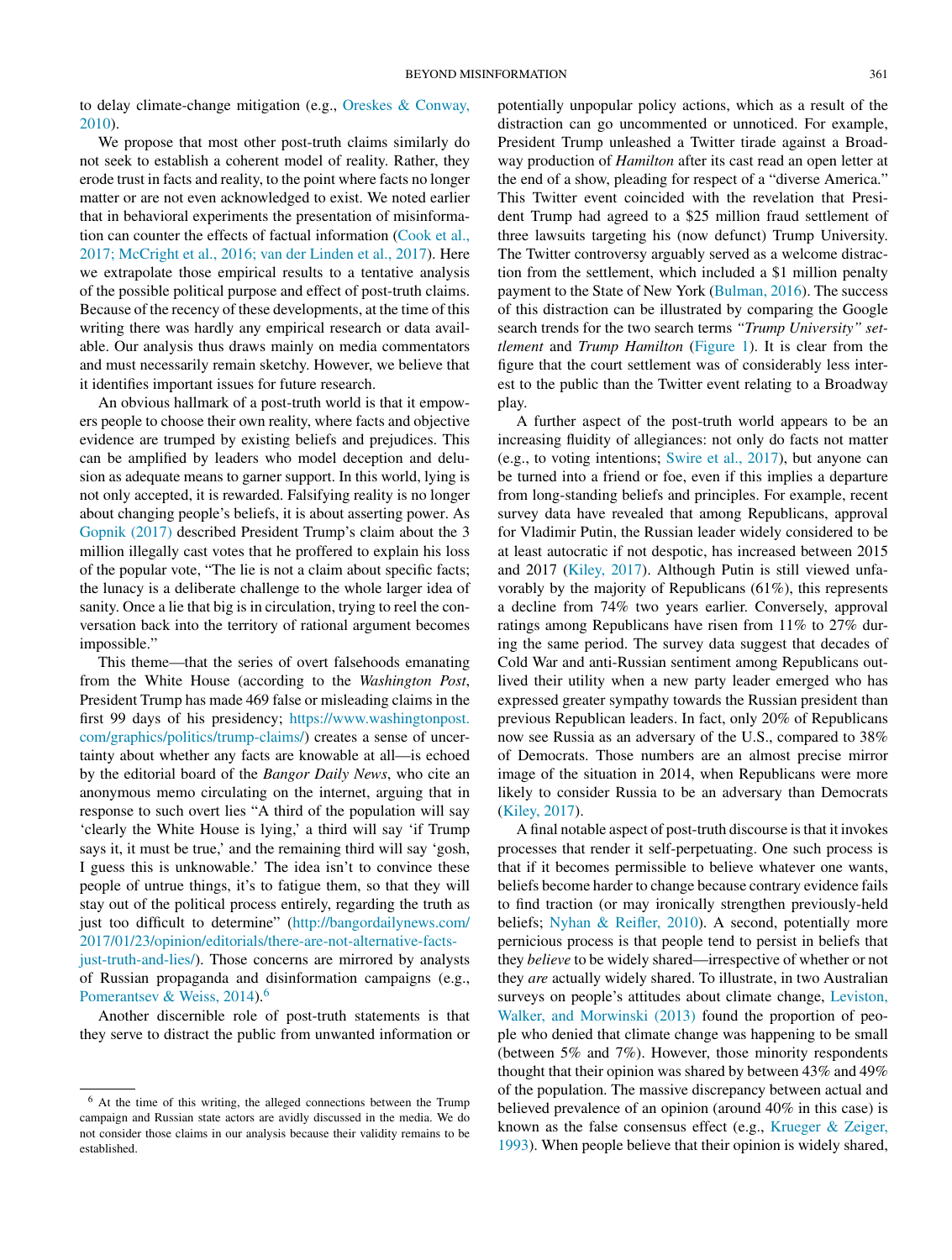to delay climate-change mitigation (e.g., Oreskes & Conway, 2010).

We propose that most other post-truth claims similarly do not seek to establish a coherent model of reality. Rather, they erode trust in facts and reality, to the point where facts no longer matter or are not even acknowledged to exist. We noted earlier that in behavioral experiments the presentation of misinformation can counter the effects of factual information (Cook et al., 2017; McCright et al., 2016; van der Linden et al., 2017). Here we extrapolate those empirical results to a tentative analysis of the possible political purpose and effect of post-truth claims. Because of the recency of these developments, at the time of this writing there was hardly any empirical research or data available. Our analysis thus draws mainly on media commentators and must necessarily remain sketchy. However, we believe that it identifies important issues for future research.

An obvious hallmark of a post-truth world is that it empowers people to choose their own reality, where facts and objective evidence are trumped by existing beliefs and prejudices. This can be amplified by leaders who model deception and delusion as adequate means to garner support. In this world, lying is not only accepted, it is rewarded. Falsifying reality is no longer about changing people's beliefs, it is about asserting power. As Gopnik (2017) described President Trump's claim about the 3 million illegally cast votes that he proffered to explain his loss of the popular vote, "The lie is not a claim about specific facts; the lunacy is a deliberate challenge to the whole larger idea of sanity. Once a lie that big is in circulation, trying to reel the conversation back into the territory of rational argument becomes impossible."

This theme—that the series of overt falsehoods emanating from the White House (according to the *Washington Post*, President Trump has made 469 false or misleading claims in the first 99 days of his presidency; https://www.washingtonpost.com/graphics/politics/trump-claims/) creates a sense of uncertainty about whether any facts are knowable at all—is echoed by the editorial board of the *Bangor Daily News*, who cite an anonymous memo circulating on the internet, arguing that in response to such overt lies "A third of the population will say 'clearly the White House is lying,' a third will say 'if Trump says it, it must be true,' and the remaining third will say 'gosh, I guess this is unknowable.' The idea isn't to convince these people of untrue things, it's to fatigue them, so that they will stay out of the political process entirely, regarding the truth as just too difficult to determine" (http://bangordailynews.com/2017/01/23/opinion/editorials/there-are-not-alternative-facts-just-truth-and-lies/). Those concerns are mirrored by analysts of Russian propaganda and disinformation campaigns (e.g., Pomerantsev & Weiss, 2014).[6]

Another discernible role of post-truth statements is that they serve to distract the public from unwanted information or potentially unpopular policy actions, which as a result of the distraction can go uncommented or unnoticed. For example, President Trump unleashed a Twitter tirade against a Broadway production of *Hamilton* after its cast read an open letter at the end of a show, pleading for respect of a "diverse America." This Twitter event coincided with the revelation that President Trump had agreed to a $25 million fraud settlement of three lawsuits targeting his (now defunct) Trump University. The Twitter controversy arguably served as a welcome distraction from the settlement, which included a $1 million penalty payment to the State of New York (Bulman, 2016). The success of this distraction can be illustrated by comparing the Google search trends for the two search terms *"Trump University" settlement* and *Trump Hamilton* (Figure 1). It is clear from the figure that the court settlement was of considerably less interest to the public than the Twitter event relating to a Broadway play.

A further aspect of the post-truth world appears to be an increasing fluidity of allegiances: not only do facts not matter (e.g., to voting intentions; Swire et al., 2017), but anyone can be turned into a friend or foe, even if this implies a departure from long-standing beliefs and principles. For example, recent survey data have revealed that among Republicans, approval for Vladimir Putin, the Russian leader widely considered to be at least autocratic if not despotic, has increased between 2015 and 2017 (Kiley, 2017). Although Putin is still viewed unfavorably by the majority of Republicans (61%), this represents a decline from 74% two years earlier. Conversely, approval ratings among Republicans have risen from 11% to 27% during the same period. The survey data suggest that decades of Cold War and anti-Russian sentiment among Republicans outlived their utility when a new party leader emerged who has expressed greater sympathy towards the Russian president than previous Republican leaders. In fact, only 20% of Republicans now see Russia as an adversary of the U.S., compared to 38% of Democrats. Those numbers are an almost precise mirror image of the situation in 2014, when Republicans were more likely to consider Russia to be an adversary than Democrats (Kiley, 2017).

A final notable aspect of post-truth discourse is that it invokes processes that render it self-perpetuating. One such process is that if it becomes permissible to believe whatever one wants, beliefs become harder to change because contrary evidence fails to find traction (or may ironically strengthen previously-held beliefs; Nyhan & Reifler, 2010). A second, potentially more pernicious process is that people tend to persist in beliefs that they *believe* to be widely shared—irrespective of whether or not they *are* actually widely shared. To illustrate, in two Australian surveys on people's attitudes about climate change, Leviston, Walker, and Morwinski (2013) found the proportion of people who denied that climate change was happening to be small (between 5% and 7%). However, those minority respondents thought that their opinion was shared by between 43% and 49% of the population. The massive discrepancy between actual and believed prevalence of an opinion (around 40% in this case) is known as the false consensus effect (e.g., Krueger & Zeiger, 1993). When people believe that their opinion is widely shared,

[6] At the time of this writing, the alleged connections between the Trump campaign and Russian state actors are avidly discussed in the media. We do not consider those claims in our analysis because their validity remains to be established.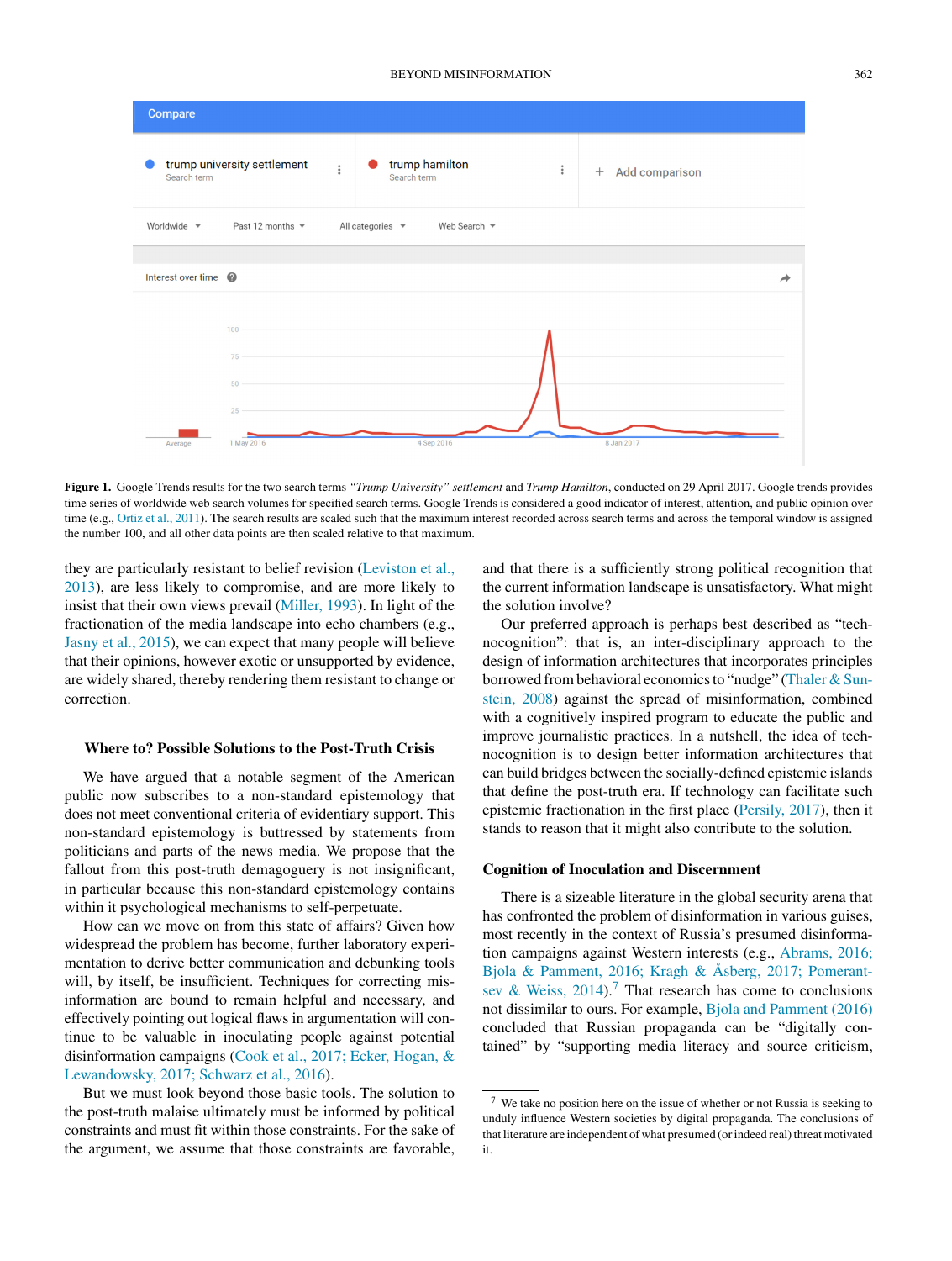Compare

trump university settlement
Search term

trump hamilton
Search term

+ Add comparison

Worldwide

Past 12 months

All categories

Web Search

Interest over time

100

75

50

25

Average

1 May 2016

4 Sep 2016

8 Jan 2017

**Figure 1.** Google Trends results for the two search terms *"Trump University" settlement* and *Trump Hamilton*, conducted on 29 April 2017. Google trends provides time series of worldwide web search volumes for specified search terms. Google Trends is considered a good indicator of interest, attention, and public opinion over time (e.g., Ortiz et al., 2011). The search results are scaled such that the maximum interest recorded across search terms and across the temporal window is assigned the number 100, and all other data points are then scaled relative to that maximum.

they are particularly resistant to belief revision (Leviston et al., 2013), are less likely to compromise, and are more likely to insist that their own views prevail (Miller, 1993). In light of the fractionation of the media landscape into echo chambers (e.g., Jasny et al., 2015), we can expect that many people will believe that their opinions, however exotic or unsupported by evidence, are widely shared, thereby rendering them resistant to change or correction.

## Where to? Possible Solutions to the Post-Truth Crisis

We have argued that a notable segment of the American public now subscribes to a non-standard epistemology that does not meet conventional criteria of evidentiary support. This non-standard epistemology is buttressed by statements from politicians and parts of the news media. We propose that the fallout from this post-truth demagoguery is not insignificant, in particular because this non-standard epistemology contains within it psychological mechanisms to self-perpetuate.

How can we move on from this state of affairs? Given how widespread the problem has become, further laboratory experimentation to derive better communication and debunking tools will, by itself, be insufficient. Techniques for correcting misinformation are bound to remain helpful and necessary, and effectively pointing out logical flaws in argumentation will continue to be valuable in inoculating people against potential disinformation campaigns (Cook et al., 2017; Ecker, Hogan, & Lewandowsky, 2017; Schwarz et al., 2016).

But we must look beyond those basic tools. The solution to the post-truth malaise ultimately must be informed by political constraints and must fit within those constraints. For the sake of the argument, we assume that those constraints are favorable, and that there is a sufficiently strong political recognition that the current information landscape is unsatisfactory. What might the solution involve?

Our preferred approach is perhaps best described as "technocognition": that is, an inter-disciplinary approach to the design of information architectures that incorporates principles borrowed from behavioral economics to "nudge" (Thaler & Sunstein, 2008) against the spread of misinformation, combined with a cognitively inspired program to educate the public and improve journalistic practices. In a nutshell, the idea of technocognition is to design better information architectures that can build bridges between the socially-defined epistemic islands that define the post-truth era. If technology can facilitate such epistemic fractionation in the first place (Persily, 2017), then it stands to reason that it might also contribute to the solution.

## Cognition of Inoculation and Discernment

There is a sizeable literature in the global security arena that has confronted the problem of disinformation in various guises, most recently in the context of Russia's presumed disinformation campaigns against Western interests (e.g., Abrams, 2016; Bjola & Pamment, 2016; Kragh & Åsberg, 2017; Pomerantsev & Weiss, 2014).[7] That research has come to conclusions not dissimilar to ours. For example, Bjola and Pamment (2016) concluded that Russian propaganda can be "digitally contained" by "supporting media literacy and source criticism,

[7] We take no position here on the issue of whether or not Russia is seeking to unduly influence Western societies by digital propaganda. The conclusions of that literature are independent of what presumed (or indeed real) threat motivated it.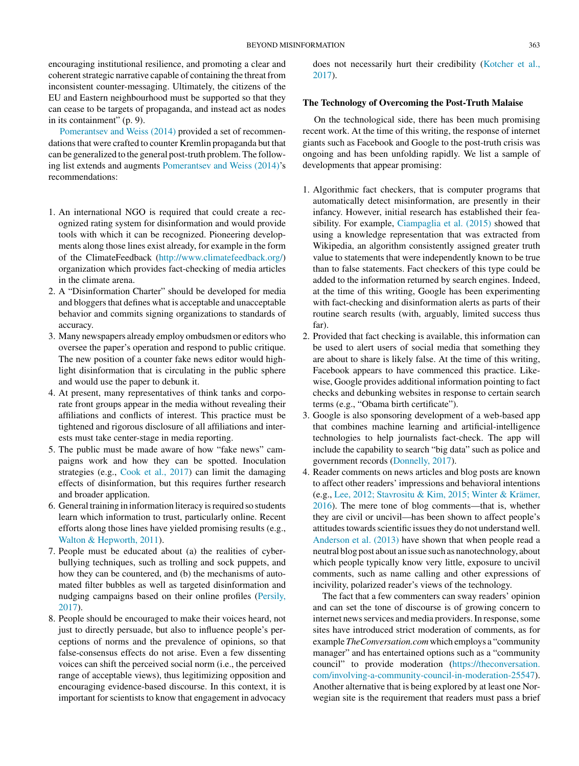encouraging institutional resilience, and promoting a clear and coherent strategic narrative capable of containing the threat from inconsistent counter-messaging. Ultimately, the citizens of the EU and Eastern neighbourhood must be supported so that they can cease to be targets of propaganda, and instead act as nodes in its containment" (p. 9).

Pomerantsev and Weiss (2014) provided a set of recommendations that were crafted to counter Kremlin propaganda but that can be generalized to the general post-truth problem. The following list extends and augments Pomerantsev and Weiss (2014)'s recommendations:

1. An international NGO is required that could create a recognized rating system for disinformation and would provide tools with which it can be recognized. Pioneering developments along those lines exist already, for example in the form of the ClimateFeedback (http://www.climatefeedback.org/) organization which provides fact-checking of media articles in the climate arena.
2. A "Disinformation Charter" should be developed for media and bloggers that defines what is acceptable and unacceptable behavior and commits signing organizations to standards of accuracy.
3. Many newspapers already employ ombudsmen or editors who oversee the paper's operation and respond to public critique. The new position of a counter fake news editor would highlight disinformation that is circulating in the public sphere and would use the paper to debunk it.
4. At present, many representatives of think tanks and corporate front groups appear in the media without revealing their affiliations and conflicts of interest. This practice must be tightened and rigorous disclosure of all affiliations and interests must take center-stage in media reporting.
5. The public must be made aware of how "fake news" campaigns work and how they can be spotted. Inoculation strategies (e.g., Cook et al., 2017) can limit the damaging effects of disinformation, but this requires further research and broader application.
6. General training in information literacy is required so students learn which information to trust, particularly online. Recent efforts along those lines have yielded promising results (e.g., Walton & Hepworth, 2011).
7. People must be educated about (a) the realities of cyberbullying techniques, such as trolling and sock puppets, and how they can be countered, and (b) the mechanisms of automated filter bubbles as well as targeted disinformation and nudging campaigns based on their online profiles (Persily, 2017).
8. People should be encouraged to make their voices heard, not just to directly persuade, but also to influence people's perceptions of norms and the prevalence of opinions, so that false-consensus effects do not arise. Even a few dissenting voices can shift the perceived social norm (i.e., the perceived range of acceptable views), thus legitimizing opposition and encouraging evidence-based discourse. In this context, it is important for scientists to know that engagement in advocacy does not necessarily hurt their credibility (Kotcher et al., 2017).

### The Technology of Overcoming the Post-Truth Malaise

On the technological side, there has been much promising recent work. At the time of this writing, the response of internet giants such as Facebook and Google to the post-truth crisis was ongoing and has been unfolding rapidly. We list a sample of developments that appear promising:

1. Algorithmic fact checkers, that is computer programs that automatically detect misinformation, are presently in their infancy. However, initial research has established their feasibility. For example, Ciampaglia et al. (2015) showed that using a knowledge representation that was extracted from Wikipedia, an algorithm consistently assigned greater truth value to statements that were independently known to be true than to false statements. Fact checkers of this type could be added to the information returned by search engines. Indeed, at the time of this writing, Google has been experimenting with fact-checking and disinformation alerts as parts of their routine search results (with, arguably, limited success thus far).
2. Provided that fact checking is available, this information can be used to alert users of social media that something they are about to share is likely false. At the time of this writing, Facebook appears to have commenced this practice. Likewise, Google provides additional information pointing to fact checks and debunking websites in response to certain search terms (e.g., "Obama birth certificate").
3. Google is also sponsoring development of a web-based app that combines machine learning and artificial-intelligence technologies to help journalists fact-check. The app will include the capability to search "big data" such as police and government records (Donnelly, 2017).
4. Reader comments on news articles and blog posts are known to affect other readers' impressions and behavioral intentions (e.g., Lee, 2012; Stavrositu & Kim, 2015; Winter & Krämer, 2016). The mere tone of blog comments—that is, whether they are civil or uncivil—has been shown to affect people's attitudes towards scientific issues they do not understand well. Anderson et al. (2013) have shown that when people read a neutral blog post about an issue such as nanotechnology, about which people typically know very little, exposure to uncivil comments, such as name calling and other expressions of incivility, polarized reader's views of the technology.

The fact that a few commenters can sway readers' opinion and can set the tone of discourse is of growing concern to internet news services and media providers. In response, some sites have introduced strict moderation of comments, as for example *TheConversation.com* which employs a "community manager" and has entertained options such as a "community council" to provide moderation (https://theconversation.com/involving-a-community-council-in-moderation-25547). Another alternative that is being explored by at least one Norwegian site is the requirement that readers must pass a brief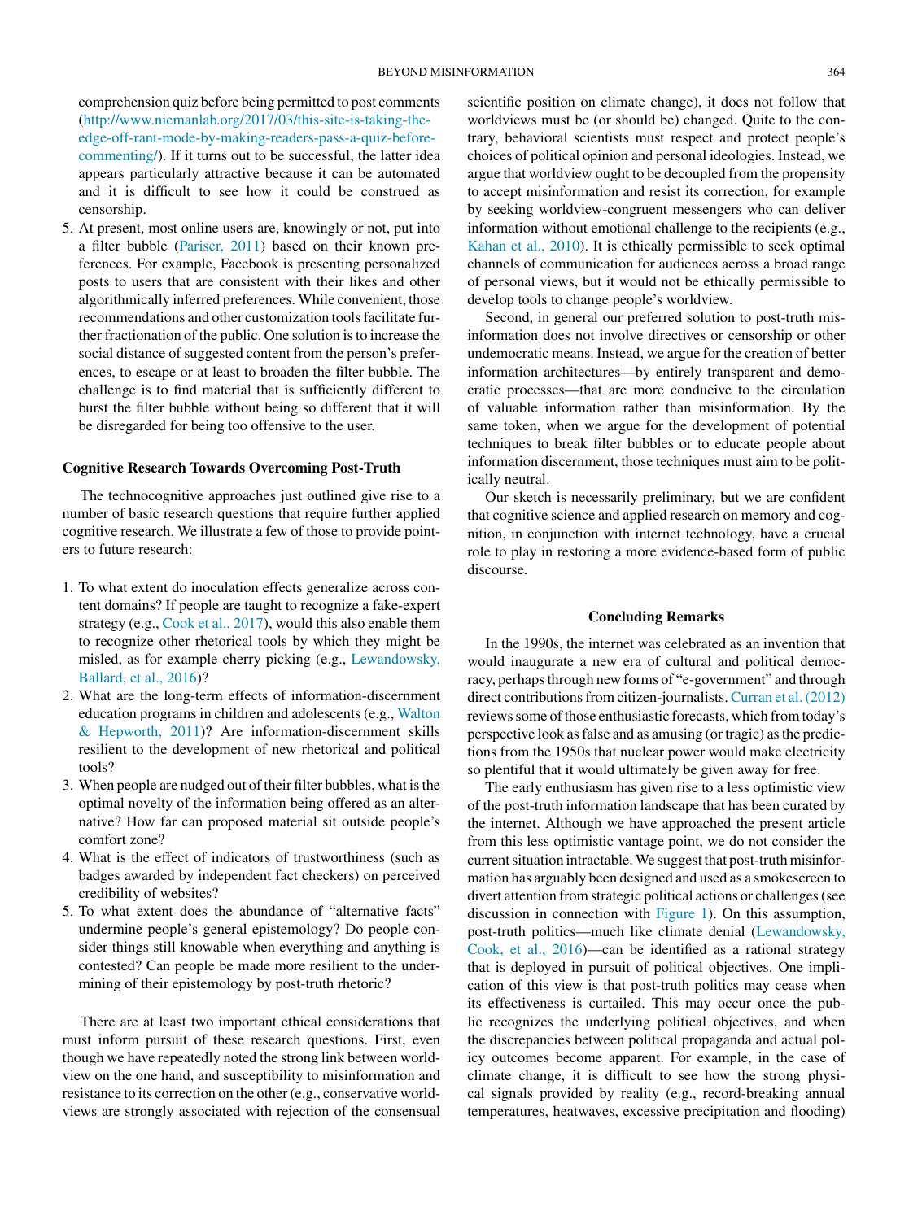comprehension quiz before being permitted to post comments (http://www.niemanlab.org/2017/03/this-site-is-taking-the-edge-off-rant-mode-by-making-readers-pass-a-quiz-before-commenting/). If it turns out to be successful, the latter idea appears particularly attractive because it can be automated and it is difficult to see how it could be construed as censorship.

5. At present, most online users are, knowingly or not, put into a filter bubble (Pariser, 2011) based on their known preferences. For example, Facebook is presenting personalized posts to users that are consistent with their likes and other algorithmically inferred preferences. While convenient, those recommendations and other customization tools facilitate further fractionation of the public. One solution is to increase the social distance of suggested content from the person's preferences, to escape or at least to broaden the filter bubble. The challenge is to find material that is sufficiently different to burst the filter bubble without being so different that it will be disregarded for being too offensive to the user.

### Cognitive Research Towards Overcoming Post-Truth

The technocognitive approaches just outlined give rise to a number of basic research questions that require further applied cognitive research. We illustrate a few of those to provide pointers to future research:

1. To what extent do inoculation effects generalize across content domains? If people are taught to recognize a fake-expert strategy (e.g., Cook et al., 2017), would this also enable them to recognize other rhetorical tools by which they might be misled, as for example cherry picking (e.g., Lewandowsky, Ballard, et al., 2016)?
2. What are the long-term effects of information-discernment education programs in children and adolescents (e.g., Walton & Hepworth, 2011)? Are information-discernment skills resilient to the development of new rhetorical and political tools?
3. When people are nudged out of their filter bubbles, what is the optimal novelty of the information being offered as an alternative? How far can proposed material sit outside people's comfort zone?
4. What is the effect of indicators of trustworthiness (such as badges awarded by independent fact checkers) on perceived credibility of websites?
5. To what extent does the abundance of "alternative facts" undermine people's general epistemology? Do people consider things still knowable when everything and anything is contested? Can people be made more resilient to the undermining of their epistemology by post-truth rhetoric?

There are at least two important ethical considerations that must inform pursuit of these research questions. First, even though we have repeatedly noted the strong link between worldview on the one hand, and susceptibility to misinformation and resistance to its correction on the other (e.g., conservative worldviews are strongly associated with rejection of the consensual scientific position on climate change), it does not follow that worldviews must be (or should be) changed. Quite to the contrary, behavioral scientists must respect and protect people's choices of political opinion and personal ideologies. Instead, we argue that worldview ought to be decoupled from the propensity to accept misinformation and resist its correction, for example by seeking worldview-congruent messengers who can deliver information without emotional challenge to the recipients (e.g., Kahan et al., 2010). It is ethically permissible to seek optimal channels of communication for audiences across a broad range of personal views, but it would not be ethically permissible to develop tools to change people's worldview.

Second, in general our preferred solution to post-truth misinformation does not involve directives or censorship or other undemocratic means. Instead, we argue for the creation of better information architectures—by entirely transparent and democratic processes—that are more conducive to the circulation of valuable information rather than misinformation. By the same token, when we argue for the development of potential techniques to break filter bubbles or to educate people about information discernment, those techniques must aim to be politically neutral.

Our sketch is necessarily preliminary, but we are confident that cognitive science and applied research on memory and cognition, in conjunction with internet technology, have a crucial role to play in restoring a more evidence-based form of public discourse.

## Concluding Remarks

In the 1990s, the internet was celebrated as an invention that would inaugurate a new era of cultural and political democracy, perhaps through new forms of "e-government" and through direct contributions from citizen-journalists. Curran et al. (2012) reviews some of those enthusiastic forecasts, which from today's perspective look as false and as amusing (or tragic) as the predictions from the 1950s that nuclear power would make electricity so plentiful that it would ultimately be given away for free.

The early enthusiasm has given rise to a less optimistic view of the post-truth information landscape that has been curated by the internet. Although we have approached the present article from this less optimistic vantage point, we do not consider the current situation intractable. We suggest that post-truth misinformation has arguably been designed and used as a smokescreen to divert attention from strategic political actions or challenges (see discussion in connection with Figure 1). On this assumption, post-truth politics—much like climate denial (Lewandowsky, Cook, et al., 2016)—can be identified as a rational strategy that is deployed in pursuit of political objectives. One implication of this view is that post-truth politics may cease when its effectiveness is curtailed. This may occur once the public recognizes the underlying political objectives, and when the discrepancies between political propaganda and actual policy outcomes become apparent. For example, in the case of climate change, it is difficult to see how the strong physical signals provided by reality (e.g., record-breaking annual temperatures, heatwaves, excessive precipitation and flooding)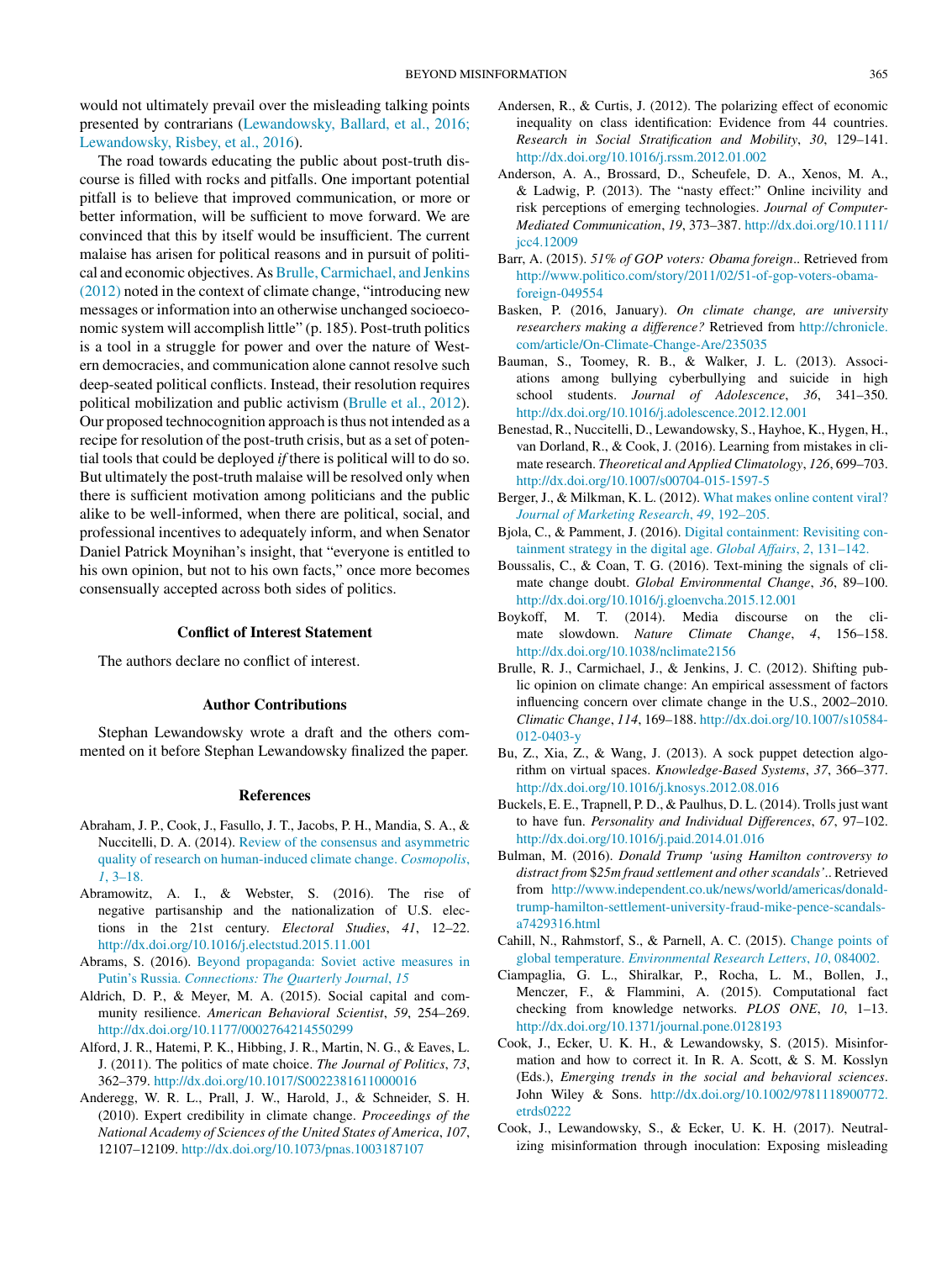would not ultimately prevail over the misleading talking points presented by contrarians (Lewandowsky, Ballard, et al., 2016; Lewandowsky, Risbey, et al., 2016).

The road towards educating the public about post-truth discourse is filled with rocks and pitfalls. One important potential pitfall is to believe that improved communication, or more or better information, will be sufficient to move forward. We are convinced that this by itself would be insufficient. The current malaise has arisen for political reasons and in pursuit of political and economic objectives. As Brulle, Carmichael, and Jenkins (2012) noted in the context of climate change, "introducing new messages or information into an otherwise unchanged socioeconomic system will accomplish little" (p. 185). Post-truth politics is a tool in a struggle for power and over the nature of Western democracies, and communication alone cannot resolve such deep-seated political conflicts. Instead, their resolution requires political mobilization and public activism (Brulle et al., 2012). Our proposed technocognition approach is thus not intended as a recipe for resolution of the post-truth crisis, but as a set of potential tools that could be deployed *if* there is political will to do so. But ultimately the post-truth malaise will be resolved only when there is sufficient motivation among politicians and the public alike to be well-informed, when there are political, social, and professional incentives to adequately inform, and when Senator Daniel Patrick Moynihan's insight, that "everyone is entitled to his own opinion, but not to his own facts," once more becomes consensually accepted across both sides of politics.

## Conflict of Interest Statement

The authors declare no conflict of interest.

## Author Contributions

Stephan Lewandowsky wrote a draft and the others commented on it before Stephan Lewandowsky finalized the paper.

## References

Abraham, J. P., Cook, J., Fasullo, J. T., Jacobs, P. H., Mandia, S. A., & Nuccitelli, D. A. (2014). Review of the consensus and asymmetric quality of research on human-induced climate change. *Cosmopolis*, *1*, 3–18.

Abramowitz, A. I., & Webster, S. (2016). The rise of negative partisanship and the nationalization of U.S. elections in the 21st century. *Electoral Studies*, *41*, 12–22. http://dx.doi.org/10.1016/j.electstud.2015.11.001

Abrams, S. (2016). Beyond propaganda: Soviet active measures in Putin's Russia. *Connections: The Quarterly Journal*, *15*

Aldrich, D. P., & Meyer, M. A. (2015). Social capital and community resilience. *American Behavioral Scientist*, *59*, 254–269. http://dx.doi.org/10.1177/0002764214550299

Alford, J. R., Hatemi, P. K., Hibbing, J. R., Martin, N. G., & Eaves, L. J. (2011). The politics of mate choice. *The Journal of Politics*, *73*, 362–379. http://dx.doi.org/10.1017/S0022381611000016

Anderegg, W. R. L., Prall, J. W., Harold, J., & Schneider, S. H. (2010). Expert credibility in climate change. *Proceedings of the National Academy of Sciences of the United States of America*, *107*, 12107–12109. http://dx.doi.org/10.1073/pnas.1003187107

Andersen, R., & Curtis, J. (2012). The polarizing effect of economic inequality on class identification: Evidence from 44 countries. *Research in Social Stratification and Mobility*, *30*, 129–141. http://dx.doi.org/10.1016/j.rssm.2012.01.002

Anderson, A. A., Brossard, D., Scheufele, D. A., Xenos, M. A., & Ladwig, P. (2013). The "nasty effect:" Online incivility and risk perceptions of emerging technologies. *Journal of Computer-Mediated Communication*, *19*, 373–387. http://dx.doi.org/10.1111/jcc4.12009

Barr, A. (2015). *51% of GOP voters: Obama foreign*.. Retrieved from http://www.politico.com/story/2011/02/51-of-gop-voters-obama-foreign-049554

Basken, P. (2016, January). *On climate change, are university researchers making a difference?* Retrieved from http://chronicle.com/article/On-Climate-Change-Are/235035

Bauman, S., Toomey, R. B., & Walker, J. L. (2013). Associations among bullying cyberbullying and suicide in high school students. *Journal of Adolescence*, *36*, 341–350. http://dx.doi.org/10.1016/j.adolescence.2012.12.001

Benestad, R., Nuccitelli, D., Lewandowsky, S., Hayhoe, K., Hygen, H., van Dorland, R., & Cook, J. (2016). Learning from mistakes in climate research. *Theoretical and Applied Climatology*, *126*, 699–703. http://dx.doi.org/10.1007/s00704-015-1597-5

Berger, J., & Milkman, K. L. (2012). What makes online content viral? *Journal of Marketing Research*, *49*, 192–205.

Bjola, C., & Pamment, J. (2016). Digital containment: Revisiting containment strategy in the digital age. *Global Affairs*, *2*, 131–142.

Boussalis, C., & Coan, T. G. (2016). Text-mining the signals of climate change doubt. *Global Environmental Change*, *36*, 89–100. http://dx.doi.org/10.1016/j.gloenvcha.2015.12.001

Boykoff, M. T. (2014). Media discourse on the climate slowdown. *Nature Climate Change*, *4*, 156–158. http://dx.doi.org/10.1038/nclimate2156

Brulle, R. J., Carmichael, J., & Jenkins, J. C. (2012). Shifting public opinion on climate change: An empirical assessment of factors influencing concern over climate change in the U.S., 2002–2010. *Climatic Change*, *114*, 169–188. http://dx.doi.org/10.1007/s10584-012-0403-y

Bu, Z., Xia, Z., & Wang, J. (2013). A sock puppet detection algorithm on virtual spaces. *Knowledge-Based Systems*, *37*, 366–377. http://dx.doi.org/10.1016/j.knosys.2012.08.016

Buckels, E. E., Trapnell, P. D., & Paulhus, D. L. (2014). Trolls just want to have fun. *Personality and Individual Differences*, *67*, 97–102. http://dx.doi.org/10.1016/j.paid.2014.01.016

Bulman, M. (2016). *Donald Trump 'using Hamilton controversy to distract from $25m fraud settlement and other scandals'*.. Retrieved from http://www.independent.co.uk/news/world/americas/donald-trump-hamilton-settlement-university-fraud-mike-pence-scandals-a7429316.html

Cahill, N., Rahmstorf, S., & Parnell, A. C. (2015). Change points of global temperature. *Environmental Research Letters*, *10*, 084002.

Ciampaglia, G. L., Shiralkar, P., Rocha, L. M., Bollen, J., Menczer, F., & Flammini, A. (2015). Computational fact checking from knowledge networks. *PLOS ONE*, *10*, 1–13. http://dx.doi.org/10.1371/journal.pone.0128193

Cook, J., Ecker, U. K. H., & Lewandowsky, S. (2015). Misinformation and how to correct it. In R. A. Scott, & S. M. Kosslyn (Eds.), *Emerging trends in the social and behavioral sciences*. John Wiley & Sons. http://dx.doi.org/10.1002/9781118900772.etrds0222

Cook, J., Lewandowsky, S., & Ecker, U. K. H. (2017). Neutralizing misinformation through inoculation: Exposing misleading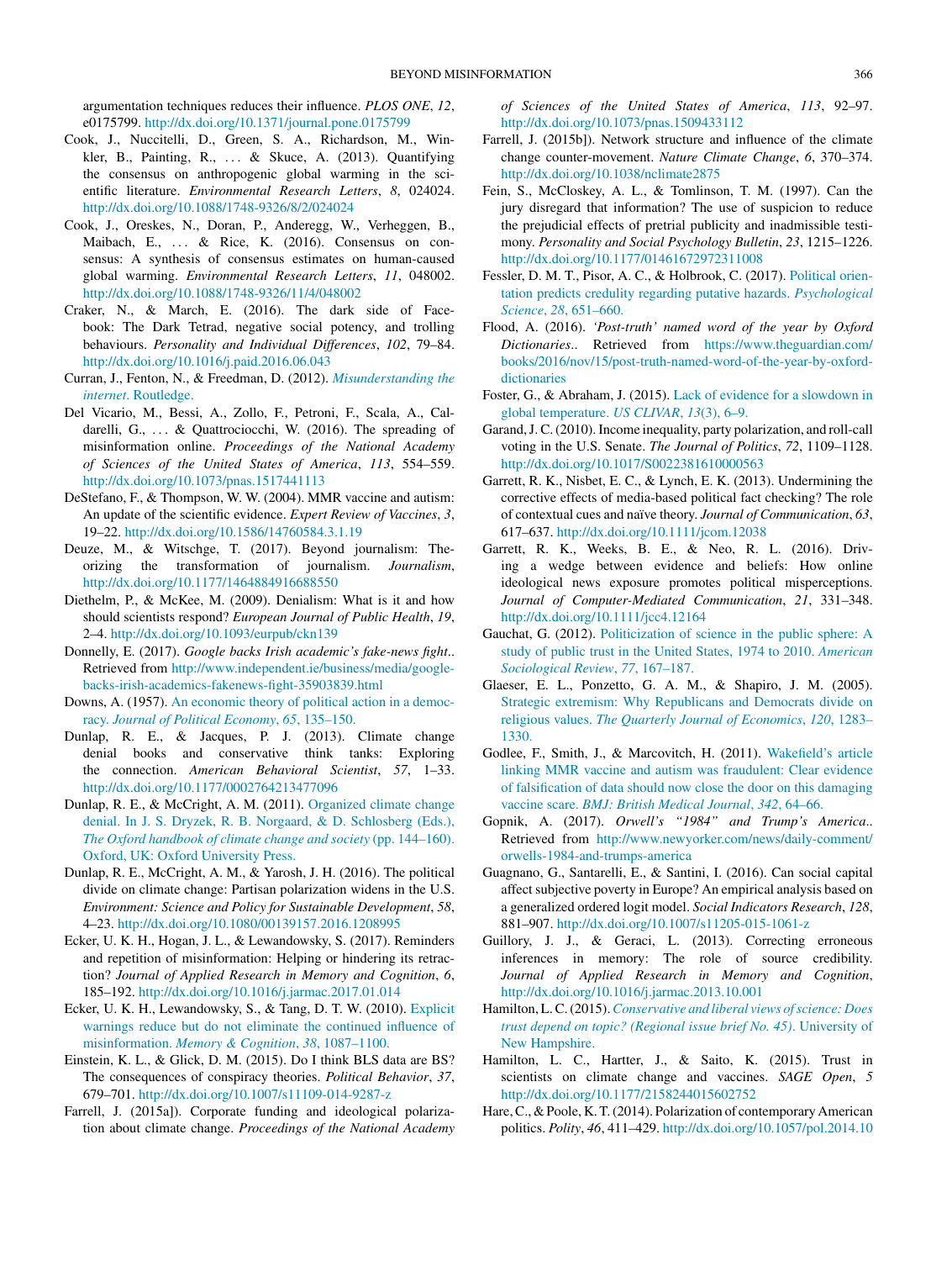argumentation techniques reduces their influence. *PLOS ONE*, *12*, e0175799. http://dx.doi.org/10.1371/journal.pone.0175799

Cook, J., Nuccitelli, D., Green, S. A., Richardson, M., Winkler, B., Painting, R., . . . & Skuce, A. (2013). Quantifying the consensus on anthropogenic global warming in the scientific literature. *Environmental Research Letters*, *8*, 024024. http://dx.doi.org/10.1088/1748-9326/8/2/024024

Cook, J., Oreskes, N., Doran, P., Anderegg, W., Verheggen, B., Maibach, E., . . . & Rice, K. (2016). Consensus on consensus: A synthesis of consensus estimates on human-caused global warming. *Environmental Research Letters*, *11*, 048002. http://dx.doi.org/10.1088/1748-9326/11/4/048002

Craker, N., & March, E. (2016). The dark side of Facebook: The Dark Tetrad, negative social potency, and trolling behaviours. *Personality and Individual Differences*, *102*, 79–84. http://dx.doi.org/10.1016/j.paid.2016.06.043

Curran, J., Fenton, N., & Freedman, D. (2012). *Misunderstanding the internet*. Routledge.

Del Vicario, M., Bessi, A., Zollo, F., Petroni, F., Scala, A., Caldarelli, G., . . . & Quattrociocchi, W. (2016). The spreading of misinformation online. *Proceedings of the National Academy of Sciences of the United States of America*, *113*, 554–559. http://dx.doi.org/10.1073/pnas.1517441113

DeStefano, F., & Thompson, W. W. (2004). MMR vaccine and autism: An update of the scientific evidence. *Expert Review of Vaccines*, *3*, 19–22. http://dx.doi.org/10.1586/14760584.3.1.19

Deuze, M., & Witschge, T. (2017). Beyond journalism: Theorizing the transformation of journalism. *Journalism*, http://dx.doi.org/10.1177/1464884916688550

Diethelm, P., & McKee, M. (2009). Denialism: What is it and how should scientists respond? *European Journal of Public Health*, *19*, 2–4. http://dx.doi.org/10.1093/eurpub/ckn139

Donnelly, E. (2017). *Google backs Irish academic's fake-news fight*.. Retrieved from http://www.independent.ie/business/media/google-backs-irish-academics-fakenews-fight-35903839.html

Downs, A. (1957). An economic theory of political action in a democracy. *Journal of Political Economy*, *65*, 135–150.

Dunlap, R. E., & Jacques, P. J. (2013). Climate change denial books and conservative think tanks: Exploring the connection. *American Behavioral Scientist*, *57*, 1–33. http://dx.doi.org/10.1177/0002764213477096

Dunlap, R. E., & McCright, A. M. (2011). Organized climate change denial. In J. S. Dryzek, R. B. Norgaard, & D. Schlosberg (Eds.), *The Oxford handbook of climate change and society* (pp. 144–160). Oxford, UK: Oxford University Press.

Dunlap, R. E., McCright, A. M., & Yarosh, J. H. (2016). The political divide on climate change: Partisan polarization widens in the U.S. *Environment: Science and Policy for Sustainable Development*, *58*, 4–23. http://dx.doi.org/10.1080/00139157.2016.1208995

Ecker, U. K. H., Hogan, J. L., & Lewandowsky, S. (2017). Reminders and repetition of misinformation: Helping or hindering its retraction? *Journal of Applied Research in Memory and Cognition*, *6*, 185–192. http://dx.doi.org/10.1016/j.jarmac.2017.01.014

Ecker, U. K. H., Lewandowsky, S., & Tang, D. T. W. (2010). Explicit warnings reduce but do not eliminate the continued influence of misinformation. *Memory & Cognition*, *38*, 1087–1100.

Einstein, K. L., & Glick, D. M. (2015). Do I think BLS data are BS? The consequences of conspiracy theories. *Political Behavior*, *37*, 679–701. http://dx.doi.org/10.1007/s11109-014-9287-z

Farrell, J. (2015a]). Corporate funding and ideological polarization about climate change. *Proceedings of the National Academy of Sciences of the United States of America*, *113*, 92–97. http://dx.doi.org/10.1073/pnas.1509433112

Farrell, J. (2015b]). Network structure and influence of the climate change counter-movement. *Nature Climate Change*, *6*, 370–374. http://dx.doi.org/10.1038/nclimate2875

Fein, S., McCloskey, A. L., & Tomlinson, T. M. (1997). Can the jury disregard that information? The use of suspicion to reduce the prejudicial effects of pretrial publicity and inadmissible testimony. *Personality and Social Psychology Bulletin*, *23*, 1215–1226. http://dx.doi.org/10.1177/01461672972311008

Fessler, D. M. T., Pisor, A. C., & Holbrook, C. (2017). Political orientation predicts credulity regarding putative hazards. *Psychological Science*, *28*, 651–660.

Flood, A. (2016). *'Post-truth' named word of the year by Oxford Dictionaries*.. Retrieved from https://www.theguardian.com/books/2016/nov/15/post-truth-named-word-of-the-year-by-oxford-dictionaries

Foster, G., & Abraham, J. (2015). Lack of evidence for a slowdown in global temperature. *US CLIVAR*, *13*(3), 6–9.

Garand, J. C. (2010). Income inequality, party polarization, and roll-call voting in the U.S. Senate. *The Journal of Politics*, *72*, 1109–1128. http://dx.doi.org/10.1017/S0022381610000563

Garrett, R. K., Nisbet, E. C., & Lynch, E. K. (2013). Undermining the corrective effects of media-based political fact checking? The role of contextual cues and naïve theory. *Journal of Communication*, *63*, 617–637. http://dx.doi.org/10.1111/jcom.12038

Garrett, R. K., Weeks, B. E., & Neo, R. L. (2016). Driving a wedge between evidence and beliefs: How online ideological news exposure promotes political misperceptions. *Journal of Computer-Mediated Communication*, *21*, 331–348. http://dx.doi.org/10.1111/jcc4.12164

Gauchat, G. (2012). Politicization of science in the public sphere: A study of public trust in the United States, 1974 to 2010. *American Sociological Review*, *77*, 167–187.

Glaeser, E. L., Ponzetto, G. A. M., & Shapiro, J. M. (2005). Strategic extremism: Why Republicans and Democrats divide on religious values. *The Quarterly Journal of Economics*, *120*, 1283–1330.

Godlee, F., Smith, J., & Marcovitch, H. (2011). Wakefield's article linking MMR vaccine and autism was fraudulent: Clear evidence of falsification of data should now close the door on this damaging vaccine scare. *BMJ: British Medical Journal*, *342*, 64–66.

Gopnik, A. (2017). *Orwell's "1984" and Trump's America*.. Retrieved from http://www.newyorker.com/news/daily-comment/orwells-1984-and-trumps-america

Guagnano, G., Santarelli, E., & Santini, I. (2016). Can social capital affect subjective poverty in Europe? An empirical analysis based on a generalized ordered logit model. *Social Indicators Research*, *128*, 881–907. http://dx.doi.org/10.1007/s11205-015-1061-z

Guillory, J. J., & Geraci, L. (2013). Correcting erroneous inferences in memory: The role of source credibility. *Journal of Applied Research in Memory and Cognition*, http://dx.doi.org/10.1016/j.jarmac.2013.10.001

Hamilton, L. C. (2015). *Conservative and liberal views of science: Does trust depend on topic? (Regional issue brief No. 45)*. University of New Hampshire.

Hamilton, L. C., Hartter, J., & Saito, K. (2015). Trust in scientists on climate change and vaccines. *SAGE Open*, *5* http://dx.doi.org/10.1177/2158244015602752

Hare, C., & Poole, K. T. (2014). Polarization of contemporary American politics. *Polity*, *46*, 411–429. http://dx.doi.org/10.1057/pol.2014.10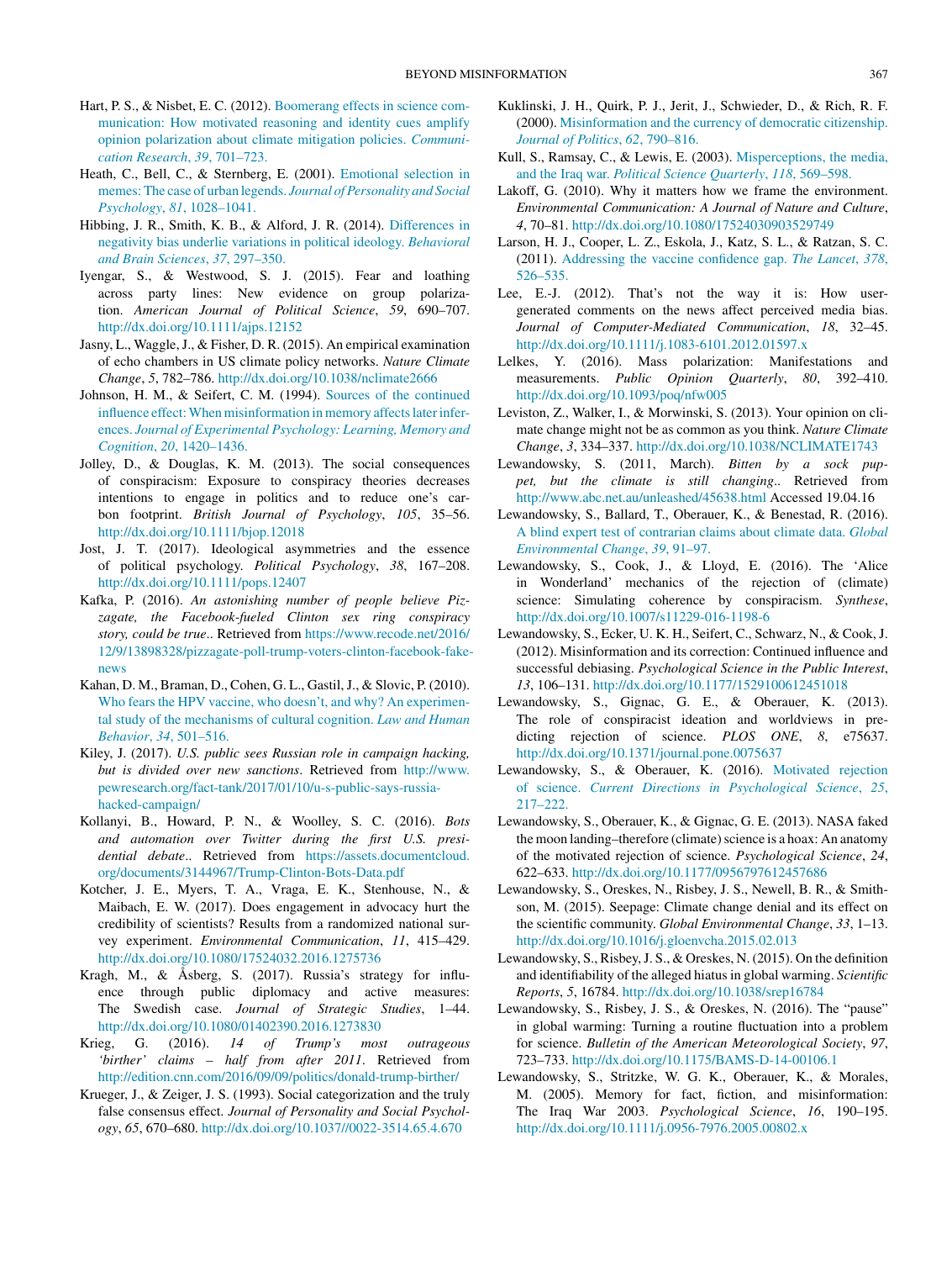Hart, P. S., & Nisbet, E. C. (2012). Boomerang effects in science communication: How motivated reasoning and identity cues amplify opinion polarization about climate mitigation policies. *Communication Research*, *39*, 701–723.

Heath, C., Bell, C., & Sternberg, E. (2001). Emotional selection in memes: The case of urban legends. *Journal of Personality and Social Psychology*, *81*, 1028–1041.

Hibbing, J. R., Smith, K. B., & Alford, J. R. (2014). Differences in negativity bias underlie variations in political ideology. *Behavioral and Brain Sciences*, *37*, 297–350.

Iyengar, S., & Westwood, S. J. (2015). Fear and loathing across party lines: New evidence on group polarization. *American Journal of Political Science*, *59*, 690–707. http://dx.doi.org/10.1111/ajps.12152

Jasny, L., Waggle, J., & Fisher, D. R. (2015). An empirical examination of echo chambers in US climate policy networks. *Nature Climate Change*, *5*, 782–786. http://dx.doi.org/10.1038/nclimate2666

Johnson, H. M., & Seifert, C. M. (1994). Sources of the continued influence effect: When misinformation in memory affects later inferences. *Journal of Experimental Psychology: Learning, Memory and Cognition*, *20*, 1420–1436.

Jolley, D., & Douglas, K. M. (2013). The social consequences of conspiracism: Exposure to conspiracy theories decreases intentions to engage in politics and to reduce one's carbon footprint. *British Journal of Psychology*, *105*, 35–56. http://dx.doi.org/10.1111/bjop.12018

Jost, J. T. (2017). Ideological asymmetries and the essence of political psychology. *Political Psychology*, *38*, 167–208. http://dx.doi.org/10.1111/pops.12407

Kafka, P. (2016). *An astonishing number of people believe Pizzagate, the Facebook-fueled Clinton sex ring conspiracy story, could be true.*. Retrieved from https://www.recode.net/2016/12/9/13898328/pizzagate-poll-trump-voters-clinton-facebook-fake-news

Kahan, D. M., Braman, D., Cohen, G. L., Gastil, J., & Slovic, P. (2010). Who fears the HPV vaccine, who doesn't, and why? An experimental study of the mechanisms of cultural cognition. *Law and Human Behavior*, *34*, 501–516.

Kiley, J. (2017). *U.S. public sees Russian role in campaign hacking, but is divided over new sanctions*. Retrieved from http://www.pewresearch.org/fact-tank/2017/01/10/u-s-public-says-russia-hacked-campaign/

Kollanyi, B., Howard, P. N., & Woolley, S. C. (2016). *Bots and automation over Twitter during the first U.S. presidential debate.*. Retrieved from https://assets.documentcloud.org/documents/3144967/Trump-Clinton-Bots-Data.pdf

Kotcher, J. E., Myers, T. A., Vraga, E. K., Stenhouse, N., & Maibach, E. W. (2017). Does engagement in advocacy hurt the credibility of scientists? Results from a randomized national survey experiment. *Environmental Communication*, *11*, 415–429. http://dx.doi.org/10.1080/17524032.2016.1275736

Kragh, M., & Åsberg, S. (2017). Russia's strategy for influence through public diplomacy and active measures: The Swedish case. *Journal of Strategic Studies*, 1–44. http://dx.doi.org/10.1080/01402390.2016.1273830

Krieg, G. (2016). *14 of Trump's most outrageous 'birther' claims – half from after 2011*. Retrieved from http://edition.cnn.com/2016/09/09/politics/donald-trump-birther/

Krueger, J., & Zeiger, J. S. (1993). Social categorization and the truly false consensus effect. *Journal of Personality and Social Psychology*, *65*, 670–680. http://dx.doi.org/10.1037//0022-3514.65.4.670

Kuklinski, J. H., Quirk, P. J., Jerit, J., Schwieder, D., & Rich, R. F. (2000). Misinformation and the currency of democratic citizenship. *Journal of Politics*, *62*, 790–816.

Kull, S., Ramsay, C., & Lewis, E. (2003). Misperceptions, the media, and the Iraq war. *Political Science Quarterly*, *118*, 569–598.

Lakoff, G. (2010). Why it matters how we frame the environment. *Environmental Communication: A Journal of Nature and Culture*, *4*, 70–81. http://dx.doi.org/10.1080/17524030903529749

Larson, H. J., Cooper, L. Z., Eskola, J., Katz, S. L., & Ratzan, S. C. (2011). Addressing the vaccine confidence gap. *The Lancet*, *378*, 526–535.

Lee, E.-J. (2012). That's not the way it is: How user-generated comments on the news affect perceived media bias. *Journal of Computer-Mediated Communication*, *18*, 32–45. http://dx.doi.org/10.1111/j.1083-6101.2012.01597.x

Lelkes, Y. (2016). Mass polarization: Manifestations and measurements. *Public Opinion Quarterly*, *80*, 392–410. http://dx.doi.org/10.1093/poq/nfw005

Leviston, Z., Walker, I., & Morwinski, S. (2013). Your opinion on climate change might not be as common as you think. *Nature Climate Change*, *3*, 334–337. http://dx.doi.org/10.1038/NCLIMATE1743

Lewandowsky, S. (2011, March). *Bitten by a sock puppet, but the climate is still changing.*. Retrieved from http://www.abc.net.au/unleashed/45638.html Accessed 19.04.16

Lewandowsky, S., Ballard, T., Oberauer, K., & Benestad, R. (2016). A blind expert test of contrarian claims about climate data. *Global Environmental Change*, *39*, 91–97.

Lewandowsky, S., Cook, J., & Lloyd, E. (2016). The 'Alice in Wonderland' mechanics of the rejection of (climate) science: Simulating coherence by conspiracism. *Synthese*, http://dx.doi.org/10.1007/s11229-016-1198-6

Lewandowsky, S., Ecker, U. K. H., Seifert, C., Schwarz, N., & Cook, J. (2012). Misinformation and its correction: Continued influence and successful debiasing. *Psychological Science in the Public Interest*, *13*, 106–131. http://dx.doi.org/10.1177/1529100612451018

Lewandowsky, S., Gignac, G. E., & Oberauer, K. (2013). The role of conspiracist ideation and worldviews in predicting rejection of science. *PLOS ONE*, *8*, e75637. http://dx.doi.org/10.1371/journal.pone.0075637

Lewandowsky, S., & Oberauer, K. (2016). Motivated rejection of science. *Current Directions in Psychological Science*, *25*, 217–222.

Lewandowsky, S., Oberauer, K., & Gignac, G. E. (2013). NASA faked the moon landing–therefore (climate) science is a hoax: An anatomy of the motivated rejection of science. *Psychological Science*, *24*, 622–633. http://dx.doi.org/10.1177/0956797612457686

Lewandowsky, S., Oreskes, N., Risbey, J. S., Newell, B. R., & Smithson, M. (2015). Seepage: Climate change denial and its effect on the scientific community. *Global Environmental Change*, *33*, 1–13. http://dx.doi.org/10.1016/j.gloenvcha.2015.02.013

Lewandowsky, S., Risbey, J. S., & Oreskes, N. (2015). On the definition and identifiability of the alleged hiatus in global warming. *Scientific Reports*, *5*, 16784. http://dx.doi.org/10.1038/srep16784

Lewandowsky, S., Risbey, J. S., & Oreskes, N. (2016). The "pause" in global warming: Turning a routine fluctuation into a problem for science. *Bulletin of the American Meteorological Society*, *97*, 723–733. http://dx.doi.org/10.1175/BAMS-D-14-00106.1

Lewandowsky, S., Stritzke, W. G. K., Oberauer, K., & Morales, M. (2005). Memory for fact, fiction, and misinformation: The Iraq War 2003. *Psychological Science*, *16*, 190–195. http://dx.doi.org/10.1111/j.0956-7976.2005.00802.x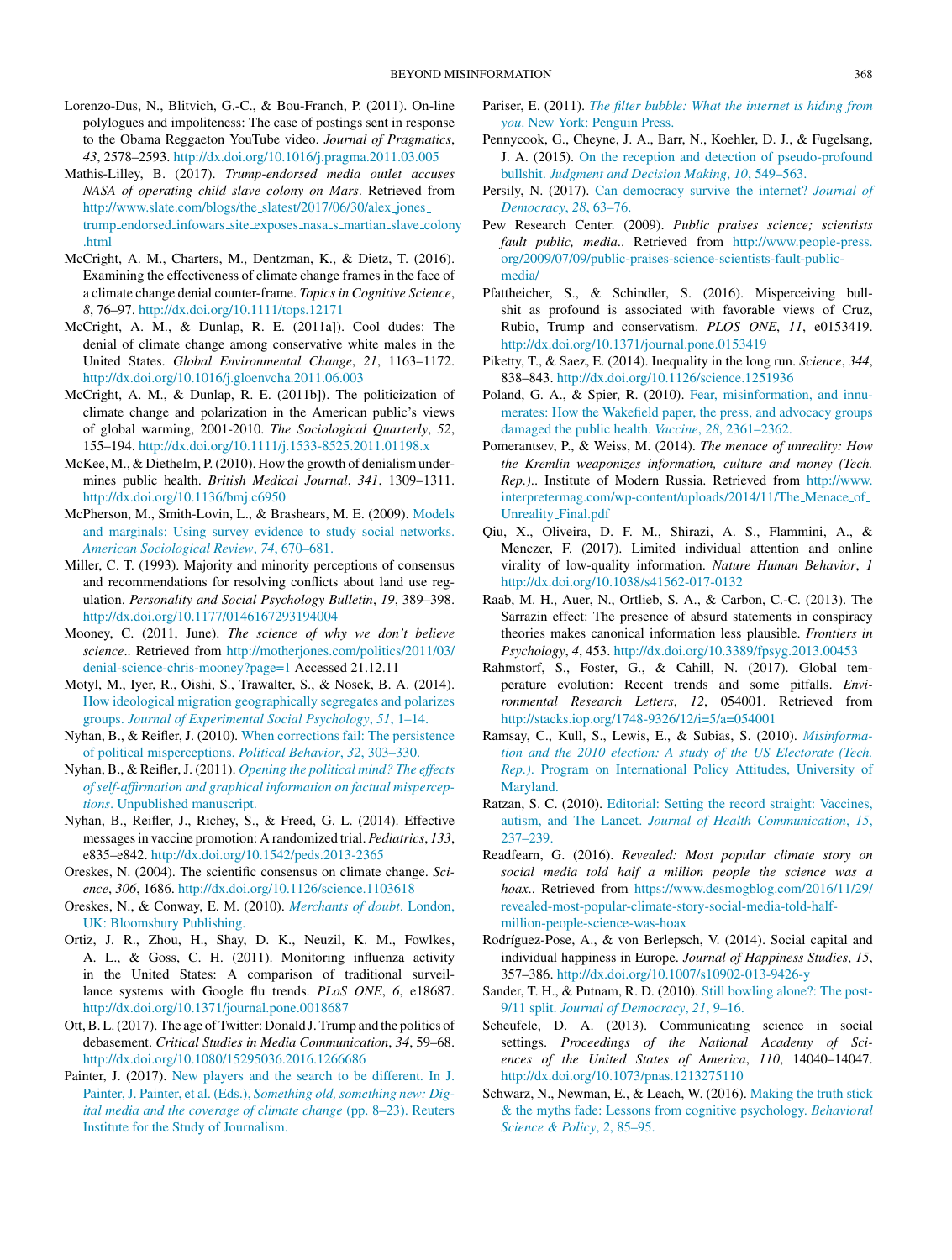Lorenzo-Dus, N., Blitvich, G.-C., & Bou-Franch, P. (2011). On-line polylogues and impoliteness: The case of postings sent in response to the Obama Reggaeton YouTube video. *Journal of Pragmatics*, *43*, 2578–2593. http://dx.doi.org/10.1016/j.pragma.2011.03.005

Mathis-Lilley, B. (2017). *Trump-endorsed media outlet accuses NASA of operating child slave colony on Mars*. Retrieved from http://www.slate.com/blogs/the_slatest/2017/06/30/alex_jones_trump_endorsed_infowars_site_exposes_nasa_s_martian_slave_colony.html

McCright, A. M., Charters, M., Dentzman, K., & Dietz, T. (2016). Examining the effectiveness of climate change frames in the face of a climate change denial counter-frame. *Topics in Cognitive Science*, *8*, 76–97. http://dx.doi.org/10.1111/tops.12171

McCright, A. M., & Dunlap, R. E. (2011a]). Cool dudes: The denial of climate change among conservative white males in the United States. *Global Environmental Change*, *21*, 1163–1172. http://dx.doi.org/10.1016/j.gloenvcha.2011.06.003

McCright, A. M., & Dunlap, R. E. (2011b]). The politicization of climate change and polarization in the American public's views of global warming, 2001-2010. *The Sociological Quarterly*, *52*, 155–194. http://dx.doi.org/10.1111/j.1533-8525.2011.01198.x

McKee, M., & Diethelm, P. (2010). How the growth of denialism undermines public health. *British Medical Journal*, *341*, 1309–1311. http://dx.doi.org/10.1136/bmj.c6950

McPherson, M., Smith-Lovin, L., & Brashears, M. E. (2009). Models and marginals: Using survey evidence to study social networks. *American Sociological Review*, *74*, 670–681.

Miller, C. T. (1993). Majority and minority perceptions of consensus and recommendations for resolving conflicts about land use regulation. *Personality and Social Psychology Bulletin*, *19*, 389–398. http://dx.doi.org/10.1177/0146167293194004

Mooney, C. (2011, June). *The science of why we don't believe science.*. Retrieved from http://motherjones.com/politics/2011/03/denial-science-chris-mooney?page=1 Accessed 21.12.11

Motyl, M., Iyer, R., Oishi, S., Trawalter, S., & Nosek, B. A. (2014). How ideological migration geographically segregates and polarizes groups. *Journal of Experimental Social Psychology*, *51*, 1–14.

Nyhan, B., & Reifler, J. (2010). When corrections fail: The persistence of political misperceptions. *Political Behavior*, *32*, 303–330.

Nyhan, B., & Reifler, J. (2011). *Opening the political mind? The effects of self-affirmation and graphical information on factual misperceptions*. Unpublished manuscript.

Nyhan, B., Reifler, J., Richey, S., & Freed, G. L. (2014). Effective messages in vaccine promotion: A randomized trial. *Pediatrics*, *133*, e835–e842. http://dx.doi.org/10.1542/peds.2013-2365

Oreskes, N. (2004). The scientific consensus on climate change. *Science*, *306*, 1686. http://dx.doi.org/10.1126/science.1103618

Oreskes, N., & Conway, E. M. (2010). *Merchants of doubt*. London, UK: Bloomsbury Publishing.

Ortiz, J. R., Zhou, H., Shay, D. K., Neuzil, K. M., Fowlkes, A. L., & Goss, C. H. (2011). Monitoring influenza activity in the United States: A comparison of traditional surveillance systems with Google flu trends. *PLoS ONE*, *6*, e18687. http://dx.doi.org/10.1371/journal.pone.0018687

Ott, B. L. (2017). The age of Twitter: Donald J. Trump and the politics of debasement. *Critical Studies in Media Communication*, *34*, 59–68. http://dx.doi.org/10.1080/15295036.2016.1266686

Painter, J. (2017). New players and the search to be different. In J. Painter, J. Painter, et al. (Eds.), *Something old, something new: Digital media and the coverage of climate change* (pp. 8–23). Reuters Institute for the Study of Journalism.

Pariser, E. (2011). *The filter bubble: What the internet is hiding from you*. New York: Penguin Press.

Pennycook, G., Cheyne, J. A., Barr, N., Koehler, D. J., & Fugelsang, J. A. (2015). On the reception and detection of pseudo-profound bullshit. *Judgment and Decision Making*, *10*, 549–563.

Persily, N. (2017). Can democracy survive the internet? *Journal of Democracy*, *28*, 63–76.

Pew Research Center. (2009). *Public praises science; scientists fault public, media.*. Retrieved from http://www.people-press.org/2009/07/09/public-praises-science-scientists-fault-public-media/

Pfattheicher, S., & Schindler, S. (2016). Misperceiving bullshit as profound is associated with favorable views of Cruz, Rubio, Trump and conservatism. *PLOS ONE*, *11*, e0153419. http://dx.doi.org/10.1371/journal.pone.0153419

Piketty, T., & Saez, E. (2014). Inequality in the long run. *Science*, *344*, 838–843. http://dx.doi.org/10.1126/science.1251936

Poland, G. A., & Spier, R. (2010). Fear, misinformation, and innumerates: How the Wakefield paper, the press, and advocacy groups damaged the public health. *Vaccine*, *28*, 2361–2362.

Pomerantsev, P., & Weiss, M. (2014). *The menace of unreality: How the Kremlin weaponizes information, culture and money (Tech. Rep.).*. Institute of Modern Russia. Retrieved from http://www.interpretermag.com/wp-content/uploads/2014/11/The_Menace_of_Unreality_Final.pdf

Qiu, X., Oliveira, D. F. M., Shirazi, A. S., Flammini, A., & Menczer, F. (2017). Limited individual attention and online virality of low-quality information. *Nature Human Behavior*, *1* http://dx.doi.org/10.1038/s41562-017-0132

Raab, M. H., Auer, N., Ortlieb, S. A., & Carbon, C.-C. (2013). The Sarrazin effect: The presence of absurd statements in conspiracy theories makes canonical information less plausible. *Frontiers in Psychology*, *4*, 453. http://dx.doi.org/10.3389/fpsyg.2013.00453

Rahmstorf, S., Foster, G., & Cahill, N. (2017). Global temperature evolution: Recent trends and some pitfalls. *Environmental Research Letters*, *12*, 054001. Retrieved from http://stacks.iop.org/1748-9326/12/i=5/a=054001

Ramsay, C., Kull, S., Lewis, E., & Subias, S. (2010). *Misinformation and the 2010 election: A study of the US Electorate (Tech. Rep.)*. Program on International Policy Attitudes, University of Maryland.

Ratzan, S. C. (2010). Editorial: Setting the record straight: Vaccines, autism, and The Lancet. *Journal of Health Communication*, *15*, 237–239.

Readfearn, G. (2016). *Revealed: Most popular climate story on social media told half a million people the science was a hoax.*. Retrieved from https://www.desmogblog.com/2016/11/29/revealed-most-popular-climate-story-social-media-told-half-million-people-science-was-hoax

Rodríguez-Pose, A., & von Berlepsch, V. (2014). Social capital and individual happiness in Europe. *Journal of Happiness Studies*, *15*, 357–386. http://dx.doi.org/10.1007/s10902-013-9426-y

Sander, T. H., & Putnam, R. D. (2010). Still bowling alone?: The post-9/11 split. *Journal of Democracy*, *21*, 9–16.

Scheufele, D. A. (2013). Communicating science in social settings. *Proceedings of the National Academy of Sciences of the United States of America*, *110*, 14040–14047. http://dx.doi.org/10.1073/pnas.1213275110

Schwarz, N., Newman, E., & Leach, W. (2016). Making the truth stick & the myths fade: Lessons from cognitive psychology. *Behavioral Science & Policy*, *2*, 85–95.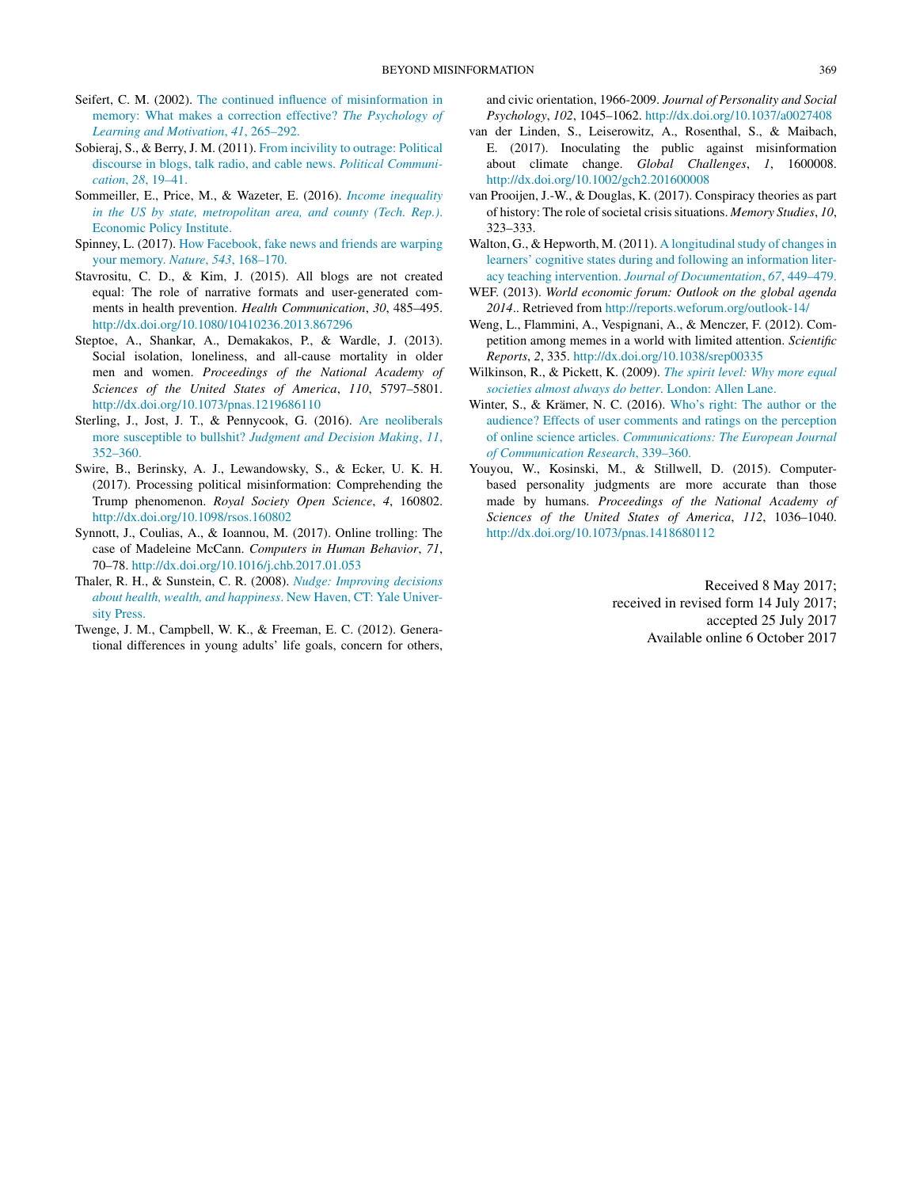Seifert, C. M. (2002). The continued influence of misinformation in memory: What makes a correction effective? *The Psychology of Learning and Motivation*, *41*, 265–292.

Sobieraj, S., & Berry, J. M. (2011). From incivility to outrage: Political discourse in blogs, talk radio, and cable news. *Political Communication*, *28*, 19–41.

Sommeiller, E., Price, M., & Wazeter, E. (2016). *Income inequality in the US by state, metropolitan area, and county (Tech. Rep.)*. Economic Policy Institute.

Spinney, L. (2017). How Facebook, fake news and friends are warping your memory. *Nature*, *543*, 168–170.

Stavrositu, C. D., & Kim, J. (2015). All blogs are not created equal: The role of narrative formats and user-generated comments in health prevention. *Health Communication*, *30*, 485–495. http://dx.doi.org/10.1080/10410236.2013.867296

Steptoe, A., Shankar, A., Demakakos, P., & Wardle, J. (2013). Social isolation, loneliness, and all-cause mortality in older men and women. *Proceedings of the National Academy of Sciences of the United States of America*, *110*, 5797–5801. http://dx.doi.org/10.1073/pnas.1219686110

Sterling, J., Jost, J. T., & Pennycook, G. (2016). Are neoliberals more susceptible to bullshit? *Judgment and Decision Making*, *11*, 352–360.

Swire, B., Berinsky, A. J., Lewandowsky, S., & Ecker, U. K. H. (2017). Processing political misinformation: Comprehending the Trump phenomenon. *Royal Society Open Science*, *4*, 160802. http://dx.doi.org/10.1098/rsos.160802

Synnott, J., Coulias, A., & Ioannou, M. (2017). Online trolling: The case of Madeleine McCann. *Computers in Human Behavior*, *71*, 70–78. http://dx.doi.org/10.1016/j.chb.2017.01.053

Thaler, R. H., & Sunstein, C. R. (2008). *Nudge: Improving decisions about health, wealth, and happiness*. New Haven, CT: Yale University Press.

Twenge, J. M., Campbell, W. K., & Freeman, E. C. (2012). Generational differences in young adults' life goals, concern for others, and civic orientation, 1966-2009. *Journal of Personality and Social Psychology*, *102*, 1045–1062. http://dx.doi.org/10.1037/a0027408

van der Linden, S., Leiserowitz, A., Rosenthal, S., & Maibach, E. (2017). Inoculating the public against misinformation about climate change. *Global Challenges*, *1*, 1600008. http://dx.doi.org/10.1002/gch2.201600008

van Prooijen, J.-W., & Douglas, K. (2017). Conspiracy theories as part of history: The role of societal crisis situations. *Memory Studies*, *10*, 323–333.

Walton, G., & Hepworth, M. (2011). A longitudinal study of changes in learners' cognitive states during and following an information literacy teaching intervention. *Journal of Documentation*, *67*, 449–479.

WEF. (2013). *World economic forum: Outlook on the global agenda 2014*.. Retrieved from http://reports.weforum.org/outlook-14/

Weng, L., Flammini, A., Vespignani, A., & Menczer, F. (2012). Competition among memes in a world with limited attention. *Scientific Reports*, *2*, 335. http://dx.doi.org/10.1038/srep00335

Wilkinson, R., & Pickett, K. (2009). *The spirit level: Why more equal societies almost always do better*. London: Allen Lane.

Winter, S., & Krämer, N. C. (2016). Who's right: The author or the audience? Effects of user comments and ratings on the perception of online science articles. *Communications: The European Journal of Communication Research*, 339–360.

Youyou, W., Kosinski, M., & Stillwell, D. (2015). Computer-based personality judgments are more accurate than those made by humans. *Proceedings of the National Academy of Sciences of the United States of America*, *112*, 1036–1040. http://dx.doi.org/10.1073/pnas.1418680112

Received 8 May 2017;
received in revised form 14 July 2017;
accepted 25 July 2017
Available online 6 October 2017